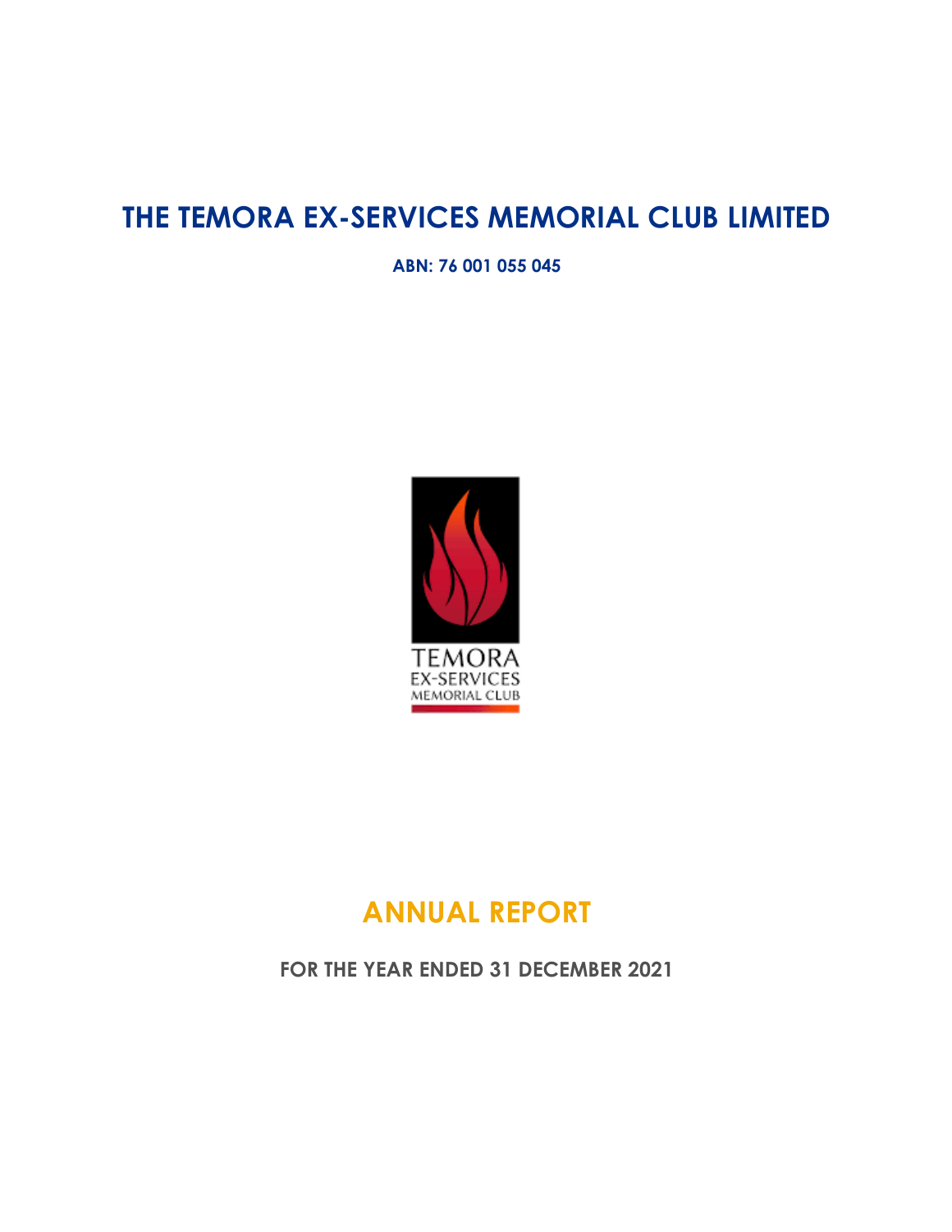# THE TEMORA EX-SERVICES MEMORIAL CLUB LIMITED

**ABN: 76 001 055 045**

## ANNUAL REPORT

**FOR THE YEAR ENDED 31 DECEMBER 2021**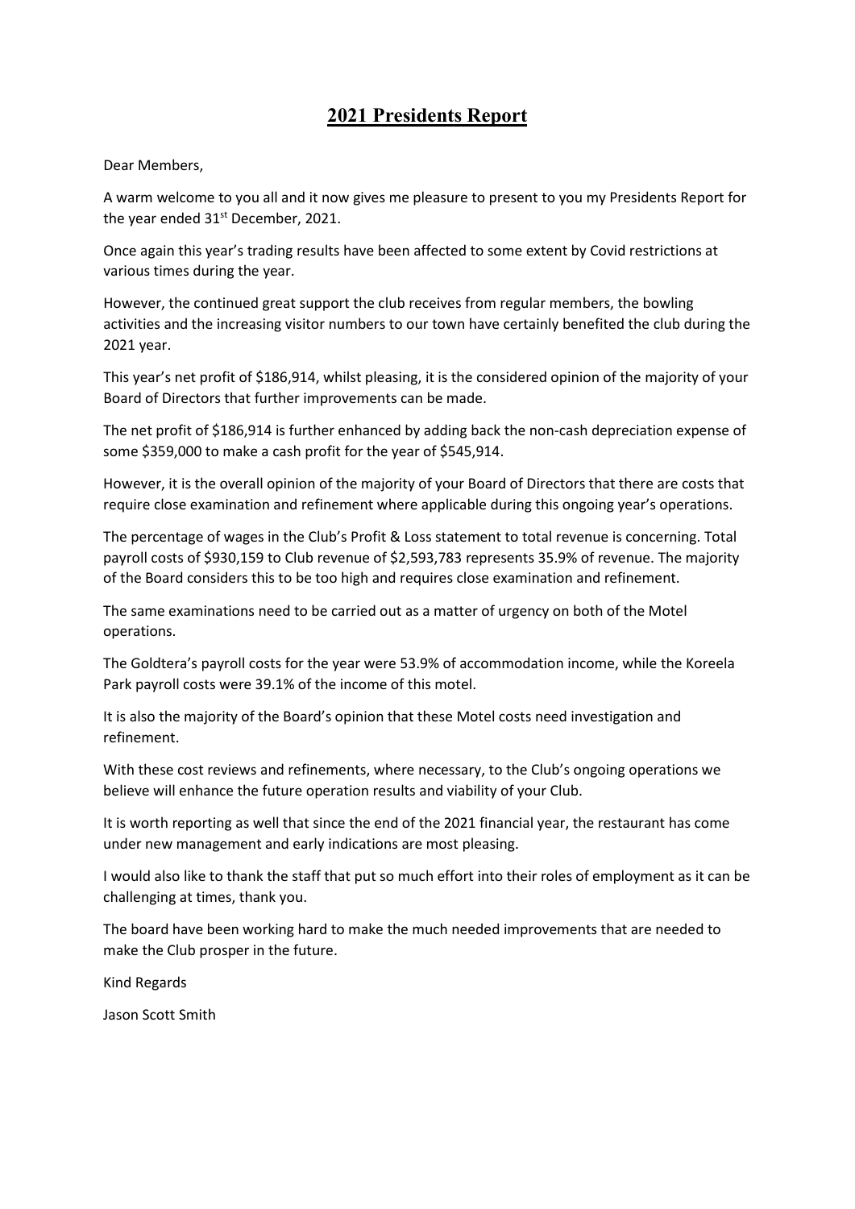# 2021 Presidents Report

Dear Members,

A warm welcome to you all and it now gives me pleasure to present to you my Presidents Report for the year ended 31st December, 2021.

Once again this year's trading results have been affected to some extent by Covid restrictions at various times during the year.

However, the continued great support the club receives from regular members, the bowling activities and the increasing visitor numbers to our town have certainly benefited the club during the 2021 year.

This year's net profit of $186,914, whilst pleasing, it is the considered opinion of the majority of your Board of Directors that further improvements can be made.

The net profit of $186,914 is further enhanced by adding back the non-cash depreciation expense of some $359,000 to make a cash profit for the year of $545,914.

However, it is the overall opinion of the majority of your Board of Directors that there are costs that require close examination and refinement where applicable during this ongoing year's operations.

The percentage of wages in the Club's Profit & Loss statement to total revenue is concerning. Total payroll costs of $930,159 to Club revenue of $2,593,783 represents 35.9% of revenue. The majority of the Board considers this to be too high and requires close examination and refinement.

The same examinations need to be carried out as a matter of urgency on both of the Motel operations.

The Goldtera's payroll costs for the year were 53.9% of accommodation income, while the Koreela Park payroll costs were 39.1% of the income of this motel.

It is also the majority of the Board's opinion that these Motel costs need investigation and refinement.

With these cost reviews and refinements, where necessary, to the Club's ongoing operations we believe will enhance the future operation results and viability of your Club.

It is worth reporting as well that since the end of the 2021 financial year, the restaurant has come under new management and early indications are most pleasing.

I would also like to thank the staff that put so much effort into their roles of employment as it can be challenging at times, thank you.

The board have been working hard to make the much needed improvements that are needed to make the Club prosper in the future.

Kind Regards

Jason Scott Smith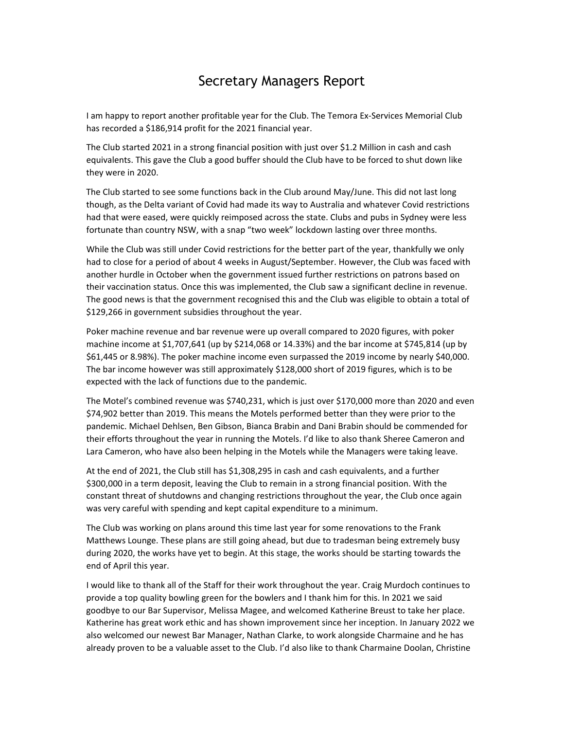# Secretary Managers Report

I am happy to report another profitable year for the Club. The Temora Ex-Services Memorial Club has recorded a $186,914 profit for the 2021 financial year.

The Club started 2021 in a strong financial position with just over $1.2 Million in cash and cash equivalents. This gave the Club a good buffer should the Club have to be forced to shut down like they were in 2020.

The Club started to see some functions back in the Club around May/June. This did not last long though, as the Delta variant of Covid had made its way to Australia and whatever Covid restrictions had that were eased, were quickly reimposed across the state. Clubs and pubs in Sydney were less fortunate than country NSW, with a snap "two week" lockdown lasting over three months.

While the Club was still under Covid restrictions for the better part of the year, thankfully we only had to close for a period of about 4 weeks in August/September. However, the Club was faced with another hurdle in October when the government issued further restrictions on patrons based on their vaccination status. Once this was implemented, the Club saw a significant decline in revenue. The good news is that the government recognised this and the Club was eligible to obtain a total of $129,266 in government subsidies throughout the year.

Poker machine revenue and bar revenue were up overall compared to 2020 figures, with poker machine income at $1,707,641 (up by $214,068 or 14.33%) and the bar income at $745,814 (up by $61,445 or 8.98%). The poker machine income even surpassed the 2019 income by nearly $40,000. The bar income however was still approximately $128,000 short of 2019 figures, which is to be expected with the lack of functions due to the pandemic.

The Motel's combined revenue was $740,231, which is just over $170,000 more than 2020 and even $74,902 better than 2019. This means the Motels performed better than they were prior to the pandemic. Michael Dehlsen, Ben Gibson, Bianca Brabin and Dani Brabin should be commended for their efforts throughout the year in running the Motels. I'd like to also thank Sheree Cameron and Lara Cameron, who have also been helping in the Motels while the Managers were taking leave.

At the end of 2021, the Club still has $1,308,295 in cash and cash equivalents, and a further $300,000 in a term deposit, leaving the Club to remain in a strong financial position. With the constant threat of shutdowns and changing restrictions throughout the year, the Club once again was very careful with spending and kept capital expenditure to a minimum.

The Club was working on plans around this time last year for some renovations to the Frank Matthews Lounge. These plans are still going ahead, but due to tradesman being extremely busy during 2020, the works have yet to begin. At this stage, the works should be starting towards the end of April this year.

I would like to thank all of the Staff for their work throughout the year. Craig Murdoch continues to provide a top quality bowling green for the bowlers and I thank him for this. In 2021 we said goodbye to our Bar Supervisor, Melissa Magee, and welcomed Katherine Breust to take her place. Katherine has great work ethic and has shown improvement since her inception. In January 2022 we also welcomed our newest Bar Manager, Nathan Clarke, to work alongside Charmaine and he has already proven to be a valuable asset to the Club. I'd also like to thank Charmaine Doolan, Christine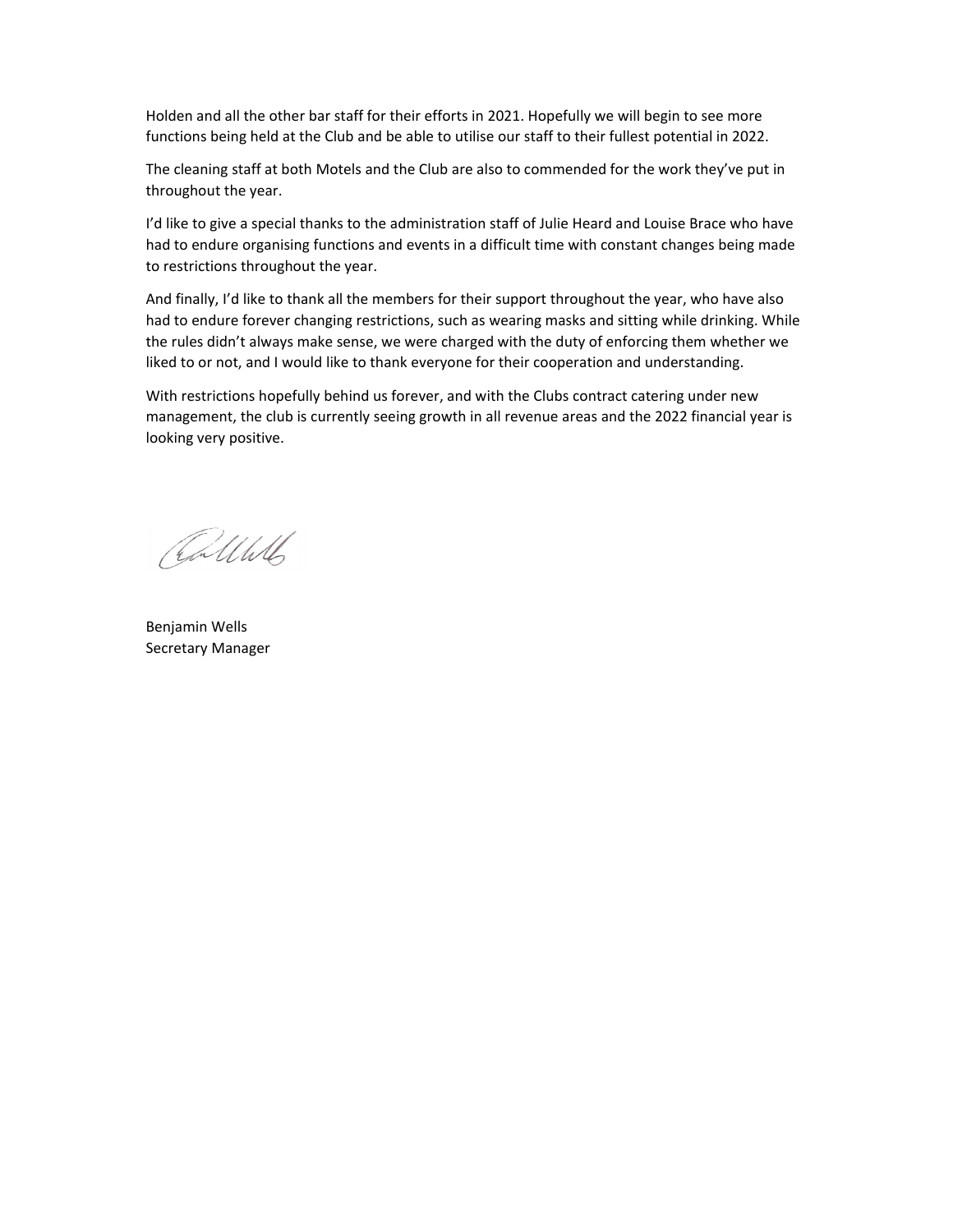Holden and all the other bar staff for their efforts in 2021. Hopefully we will begin to see more functions being held at the Club and be able to utilise our staff to their fullest potential in 2022.

The cleaning staff at both Motels and the Club are also to commended for the work they've put in throughout the year.

I'd like to give a special thanks to the administration staff of Julie Heard and Louise Brace who have had to endure organising functions and events in a difficult time with constant changes being made to restrictions throughout the year.

And finally, I'd like to thank all the members for their support throughout the year, who have also had to endure forever changing restrictions, such as wearing masks and sitting while drinking. While the rules didn't always make sense, we were charged with the duty of enforcing them whether we liked to or not, and I would like to thank everyone for their cooperation and understanding.

With restrictions hopefully behind us forever, and with the Clubs contract catering under new management, the club is currently seeing growth in all revenue areas and the 2022 financial year is looking very positive.

Benjamin Wells
Secretary Manager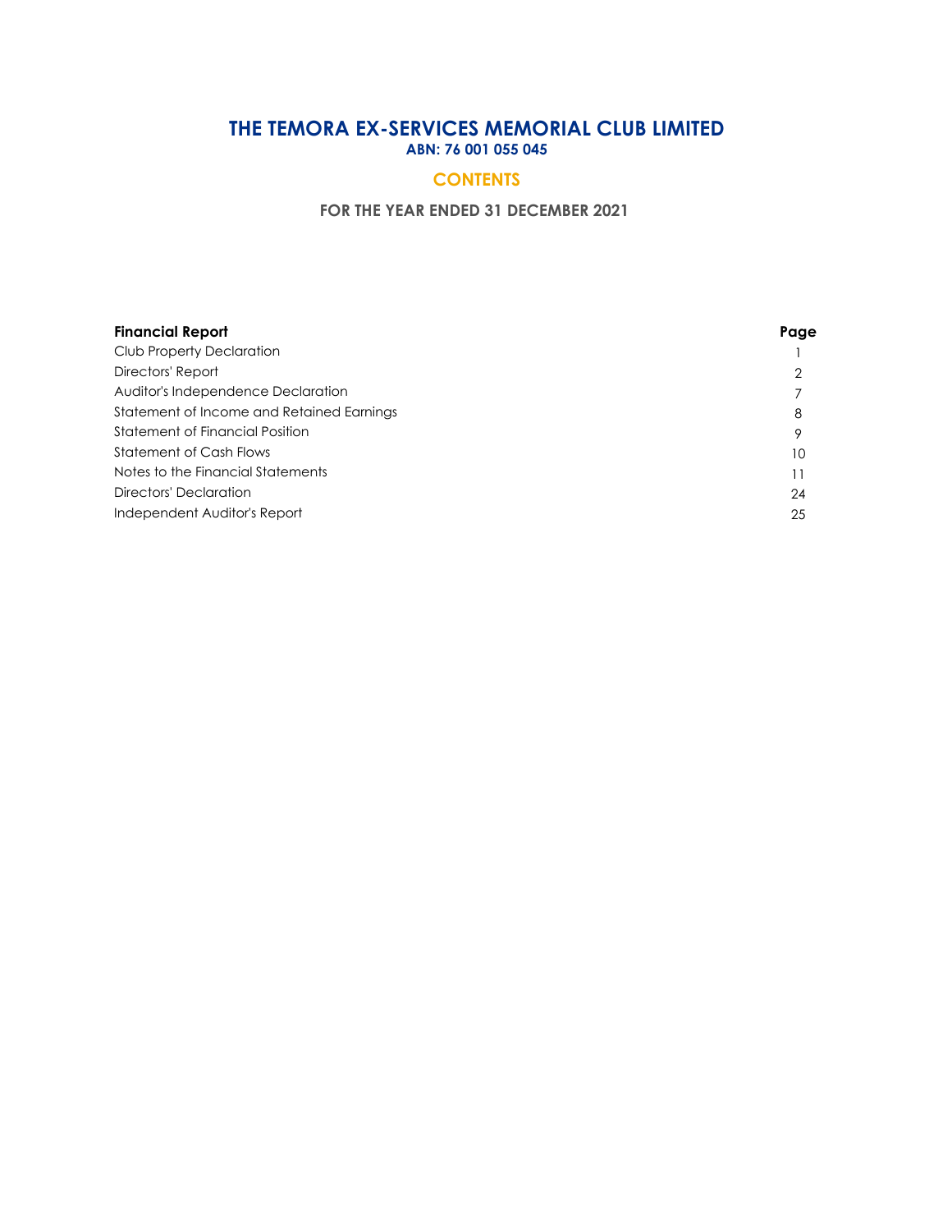# THE TEMORA EX-SERVICES MEMORIAL CLUB LIMITED

**ABN: 76 001 055 045**

## CONTENTS

### FOR THE YEAR ENDED 31 DECEMBER 2021

| **Financial Report** | **Page** |
| --- | --- |
| Club Property Declaration | 1 |
| Directors' Report | 2 |
| Auditor's Independence Declaration | 7 |
| Statement of Income and Retained Earnings | 8 |
| Statement of Financial Position | 9 |
| Statement of Cash Flows | 10 |
| Notes to the Financial Statements | 11 |
| Directors' Declaration | 24 |
| Independent Auditor's Report | 25 |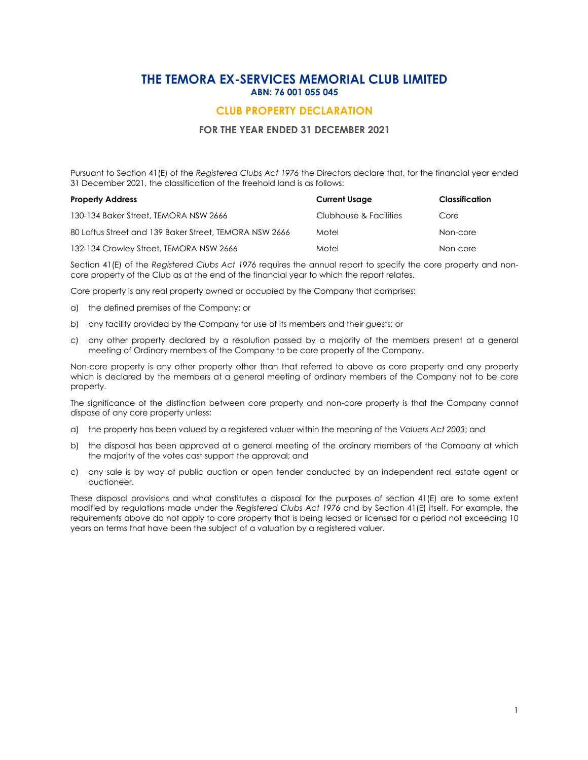# THE TEMORA EX-SERVICES MEMORIAL CLUB LIMITED

**ABN: 76 001 055 045**

## CLUB PROPERTY DECLARATION

### FOR THE YEAR ENDED 31 DECEMBER 2021

Pursuant to Section 41(E) of the *Registered Clubs Act 1976* the Directors declare that, for the financial year ended 31 December 2021, the classification of the freehold land is as follows:

| Property Address | Current Usage | Classification |
| --- | --- | --- |
| 130-134 Baker Street, TEMORA NSW 2666 | Clubhouse & Facilities | Core |
| 80 Loftus Street and 139 Baker Street, TEMORA NSW 2666 | Motel | Non-core |
| 132-134 Crowley Street, TEMORA NSW 2666 | Motel | Non-core |

Section 41(E) of the *Registered Clubs Act 1976* requires the annual report to specify the core property and non-core property of the Club as at the end of the financial year to which the report relates.

Core property is any real property owned or occupied by the Company that comprises:

a) the defined premises of the Company; or

b) any facility provided by the Company for use of its members and their guests; or

c) any other property declared by a resolution passed by a majority of the members present at a general meeting of Ordinary members of the Company to be core property of the Company.

Non-core property is any other property other than that referred to above as core property and any property which is declared by the members at a general meeting of ordinary members of the Company not to be core property.

The significance of the distinction between core property and non-core property is that the Company cannot dispose of any core property unless:

a) the property has been valued by a registered valuer within the meaning of the *Valuers Act 2003*; and

b) the disposal has been approved at a general meeting of the ordinary members of the Company at which the majority of the votes cast support the approval; and

c) any sale is by way of public auction or open tender conducted by an independent real estate agent or auctioneer.

These disposal provisions and what constitutes a disposal for the purposes of section 41(E) are to some extent modified by regulations made under the *Registered Clubs Act 1976* and by Section 41(E) itself. For example, the requirements above do not apply to core property that is being leased or licensed for a period not exceeding 10 years on terms that have been the subject of a valuation by a registered valuer.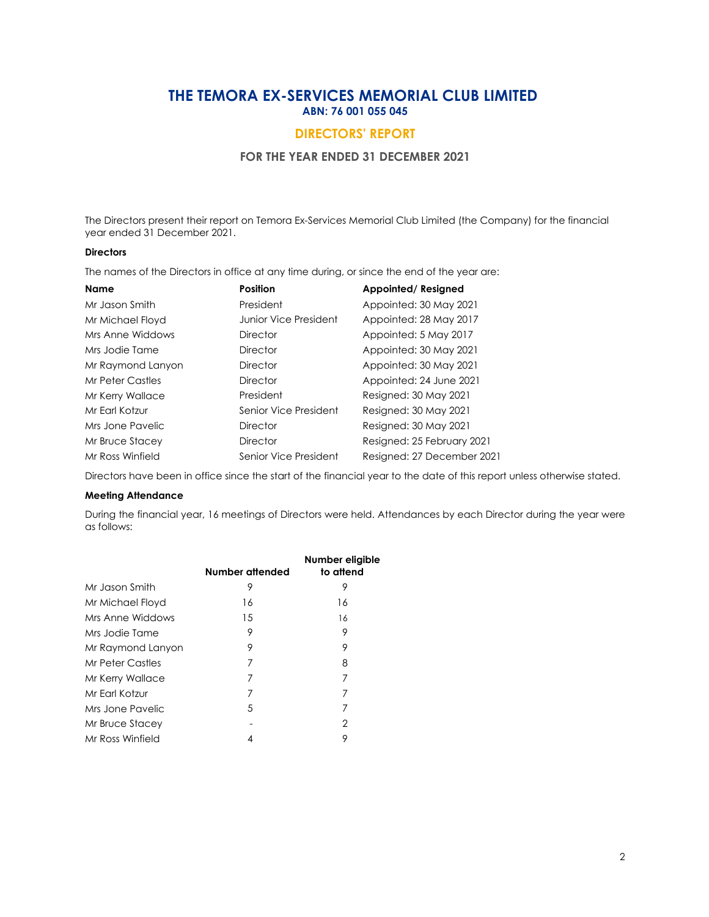# THE TEMORA EX-SERVICES MEMORIAL CLUB LIMITED

**ABN: 76 001 055 045**

## DIRECTORS' REPORT

### FOR THE YEAR ENDED 31 DECEMBER 2021

The Directors present their report on Temora Ex-Services Memorial Club Limited (the Company) for the financial year ended 31 December 2021.

**Directors**

The names of the Directors in office at any time during, or since the end of the year are:

| Name | Position | Appointed/ Resigned |
| --- | --- | --- |
| Mr Jason Smith | President | Appointed: 30 May 2021 |
| Mr Michael Floyd | Junior Vice President | Appointed: 28 May 2017 |
| Mrs Anne Widdows | Director | Appointed: 5 May 2017 |
| Mrs Jodie Tame | Director | Appointed: 30 May 2021 |
| Mr Raymond Lanyon | Director | Appointed: 30 May 2021 |
| Mr Peter Castles | Director | Appointed: 24 June 2021 |
| Mr Kerry Wallace | President | Resigned: 30 May 2021 |
| Mr Earl Kotzur | Senior Vice President | Resigned: 30 May 2021 |
| Mrs Jone Pavelic | Director | Resigned: 30 May 2021 |
| Mr Bruce Stacey | Director | Resigned: 25 February 2021 |
| Mr Ross Winfield | Senior Vice President | Resigned: 27 December 2021 |

Directors have been in office since the start of the financial year to the date of this report unless otherwise stated.

**Meeting Attendance**

During the financial year, 16 meetings of Directors were held. Attendances by each Director during the year were as follows:

| | Number attended | Number eligible to attend |
| --- | --- | --- |
| Mr Jason Smith | 9 | 9 |
| Mr Michael Floyd | 16 | 16 |
| Mrs Anne Widdows | 15 | 16 |
| Mrs Jodie Tame | 9 | 9 |
| Mr Raymond Lanyon | 9 | 9 |
| Mr Peter Castles | 7 | 8 |
| Mr Kerry Wallace | 7 | 7 |
| Mr Earl Kotzur | 7 | 7 |
| Mrs Jone Pavelic | 5 | 7 |
| Mr Bruce Stacey | - | 2 |
| Mr Ross Winfield | 4 | 9 |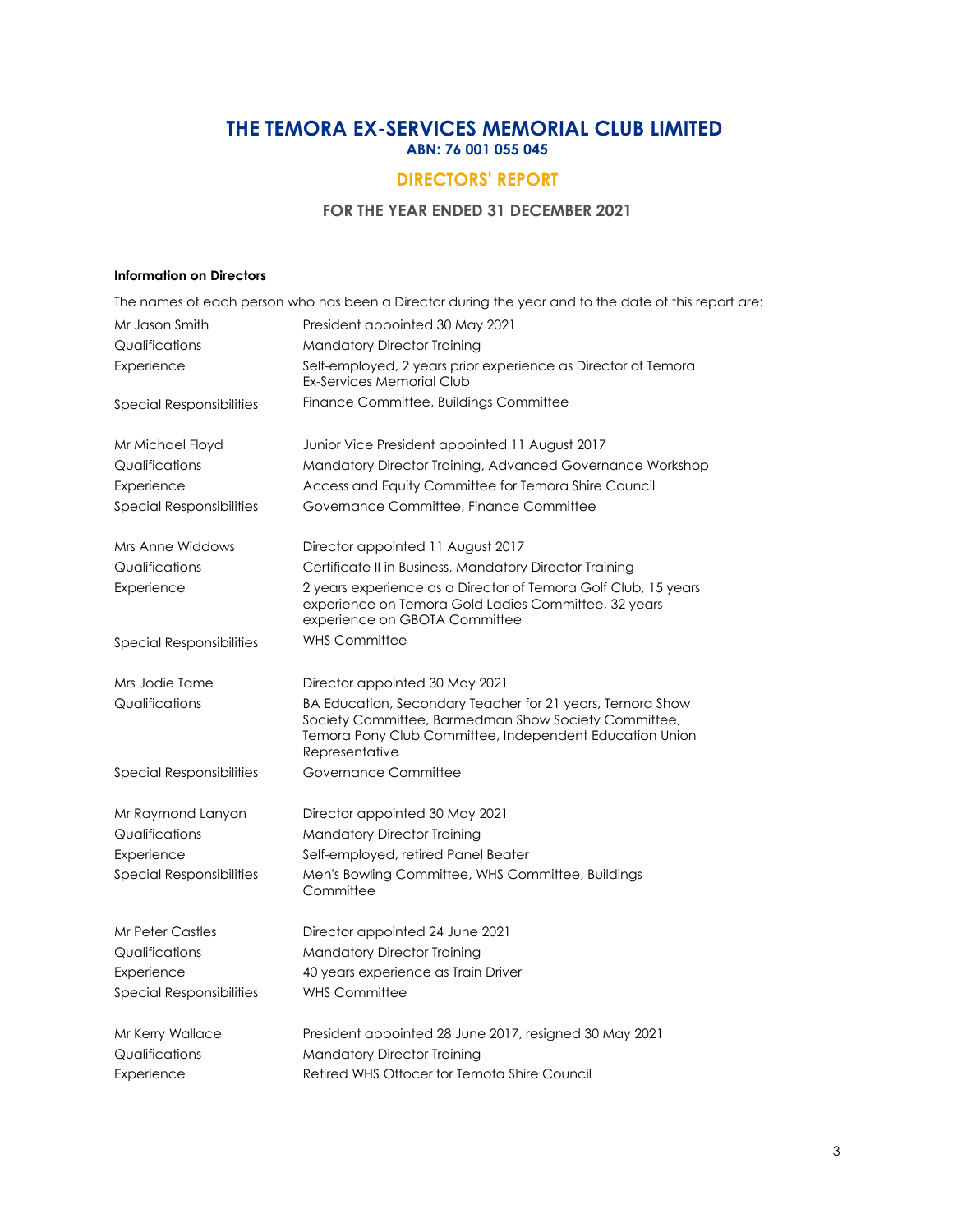# THE TEMORA EX-SERVICES MEMORIAL CLUB LIMITED

**ABN: 76 001 055 045**

## DIRECTORS' REPORT

### FOR THE YEAR ENDED 31 DECEMBER 2021

**Information on Directors**

The names of each person who has been a Director during the year and to the date of this report are:

| | |
|---|---|
| Mr Jason Smith | President appointed 30 May 2021 |
| Qualifications | Mandatory Director Training |
| Experience | Self-employed, 2 years prior experience as Director of Temora Ex-Services Memorial Club |
| Special Responsibilities | Finance Committee, Buildings Committee |
| | |
| Mr Michael Floyd | Junior Vice President appointed 11 August 2017 |
| Qualifications | Mandatory Director Training, Advanced Governance Workshop |
| Experience | Access and Equity Committee for Temora Shire Council |
| Special Responsibilities | Governance Committee, Finance Committee |
| | |
| Mrs Anne Widdows | Director appointed 11 August 2017 |
| Qualifications | Certificate II in Business, Mandatory Director Training |
| Experience | 2 years experience as a Director of Temora Golf Club, 15 years experience on Temora Gold Ladies Committee, 32 years experience on GBOTA Committee |
| Special Responsibilities | WHS Committee |
| | |
| Mrs Jodie Tame | Director appointed 30 May 2021 |
| Qualifications | BA Education, Secondary Teacher for 21 years, Temora Show Society Committee, Barmedman Show Society Committee, Temora Pony Club Committee, Independent Education Union Representative |
| Special Responsibilities | Governance Committee |
| | |
| Mr Raymond Lanyon | Director appointed 30 May 2021 |
| Qualifications | Mandatory Director Training |
| Experience | Self-employed, retired Panel Beater |
| Special Responsibilities | Men's Bowling Committee, WHS Committee, Buildings Committee |
| | |
| Mr Peter Castles | Director appointed 24 June 2021 |
| Qualifications | Mandatory Director Training |
| Experience | 40 years experience as Train Driver |
| Special Responsibilities | WHS Committee |
| | |
| Mr Kerry Wallace | President appointed 28 June 2017, resigned 30 May 2021 |
| Qualifications | Mandatory Director Training |
| Experience | Retired WHS Offocer for Temota Shire Council |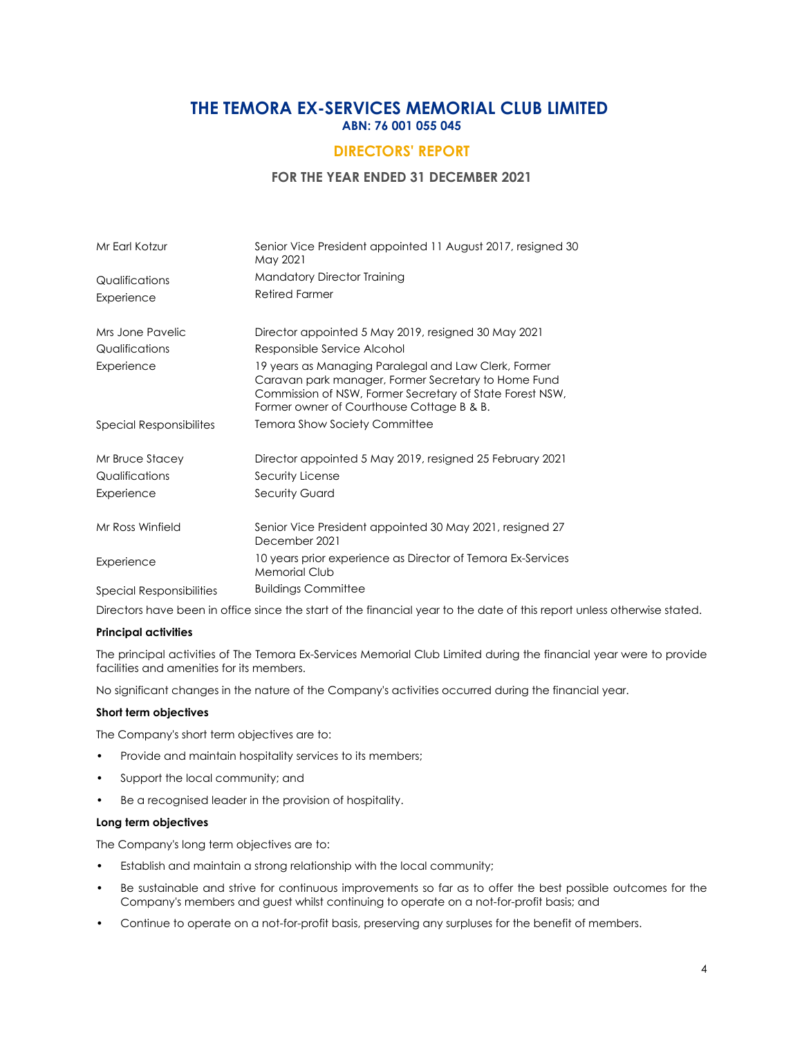# THE TEMORA EX-SERVICES MEMORIAL CLUB LIMITED
**ABN: 76 001 055 045**

## DIRECTORS' REPORT

### FOR THE YEAR ENDED 31 DECEMBER 2021

| | |
|---|---|
| Mr Earl Kotzur | Senior Vice President appointed 11 August 2017, resigned 30 May 2021 |
| Qualifications | Mandatory Director Training |
| Experience | Retired Farmer |
| | |
| Mrs Jone Pavelic | Director appointed 5 May 2019, resigned 30 May 2021 |
| Qualifications | Responsible Service Alcohol |
| Experience | 19 years as Managing Paralegal and Law Clerk, Former Caravan park manager, Former Secretary to Home Fund Commission of NSW, Former Secretary of State Forest NSW, Former owner of Courthouse Cottage B & B. |
| Special Responsibilites | Temora Show Society Committee |
| | |
| Mr Bruce Stacey | Director appointed 5 May 2019, resigned 25 February 2021 |
| Qualifications | Security License |
| Experience | Security Guard |
| | |
| Mr Ross Winfield | Senior Vice President appointed 30 May 2021, resigned 27 December 2021 |
| Experience | 10 years prior experience as Director of Temora Ex-Services Memorial Club |
| Special Responsibilities | Buildings Committee |

Directors have been in office since the start of the financial year to the date of this report unless otherwise stated.

**Principal activities**

The principal activities of The Temora Ex-Services Memorial Club Limited during the financial year were to provide facilities and amenities for its members.

No significant changes in the nature of the Company's activities occurred during the financial year.

**Short term objectives**

The Company's short term objectives are to:

- Provide and maintain hospitality services to its members;
- Support the local community; and
- Be a recognised leader in the provision of hospitality.

**Long term objectives**

The Company's long term objectives are to:

- Establish and maintain a strong relationship with the local community;
- Be sustainable and strive for continuous improvements so far as to offer the best possible outcomes for the Company's members and guest whilst continuing to operate on a not-for-profit basis; and
- Continue to operate on a not-for-profit basis, preserving any surpluses for the benefit of members.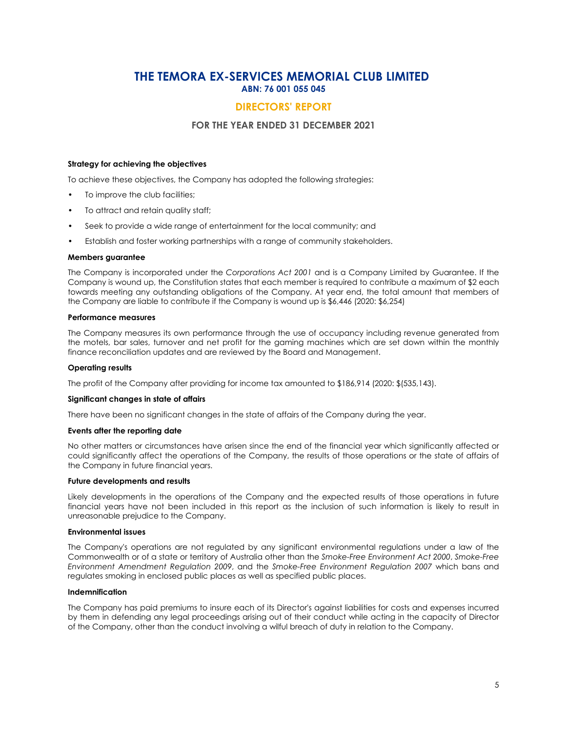# THE TEMORA EX-SERVICES MEMORIAL CLUB LIMITED
**ABN: 76 001 055 045**

## DIRECTORS' REPORT

### FOR THE YEAR ENDED 31 DECEMBER 2021

**Strategy for achieving the objectives**

To achieve these objectives, the Company has adopted the following strategies:

- To improve the club facilities;
- To attract and retain quality staff;
- Seek to provide a wide range of entertainment for the local community; and
- Establish and foster working partnerships with a range of community stakeholders.

**Members guarantee**

The Company is incorporated under the *Corporations Act 2001* and is a Company Limited by Guarantee. If the Company is wound up, the Constitution states that each member is required to contribute a maximum of $2 each towards meeting any outstanding obligations of the Company. At year end, the total amount that members of the Company are liable to contribute if the Company is wound up is $6,446 (2020: $6,254)

**Performance measures**

The Company measures its own performance through the use of occupancy including revenue generated from the motels, bar sales, turnover and net profit for the gaming machines which are set down within the monthly finance reconciliation updates and are reviewed by the Board and Management.

**Operating results**

The profit of the Company after providing for income tax amounted to $186,914 (2020: $(535,143).

**Significant changes in state of affairs**

There have been no significant changes in the state of affairs of the Company during the year.

**Events after the reporting date**

No other matters or circumstances have arisen since the end of the financial year which significantly affected or could significantly affect the operations of the Company, the results of those operations or the state of affairs of the Company in future financial years.

**Future developments and results**

Likely developments in the operations of the Company and the expected results of those operations in future financial years have not been included in this report as the inclusion of such information is likely to result in unreasonable prejudice to the Company.

**Environmental issues**

The Company's operations are not regulated by any significant environmental regulations under a law of the Commonwealth or of a state or territory of Australia other than the *Smoke-Free Environment Act 2000*, *Smoke-Free Environment Amendment Regulation 2009*, and the *Smoke-Free Environment Regulation 2007* which bans and regulates smoking in enclosed public places as well as specified public places.

**Indemnification**

The Company has paid premiums to insure each of its Director's against liabilities for costs and expenses incurred by them in defending any legal proceedings arising out of their conduct while acting in the capacity of Director of the Company, other than the conduct involving a wilful breach of duty in relation to the Company.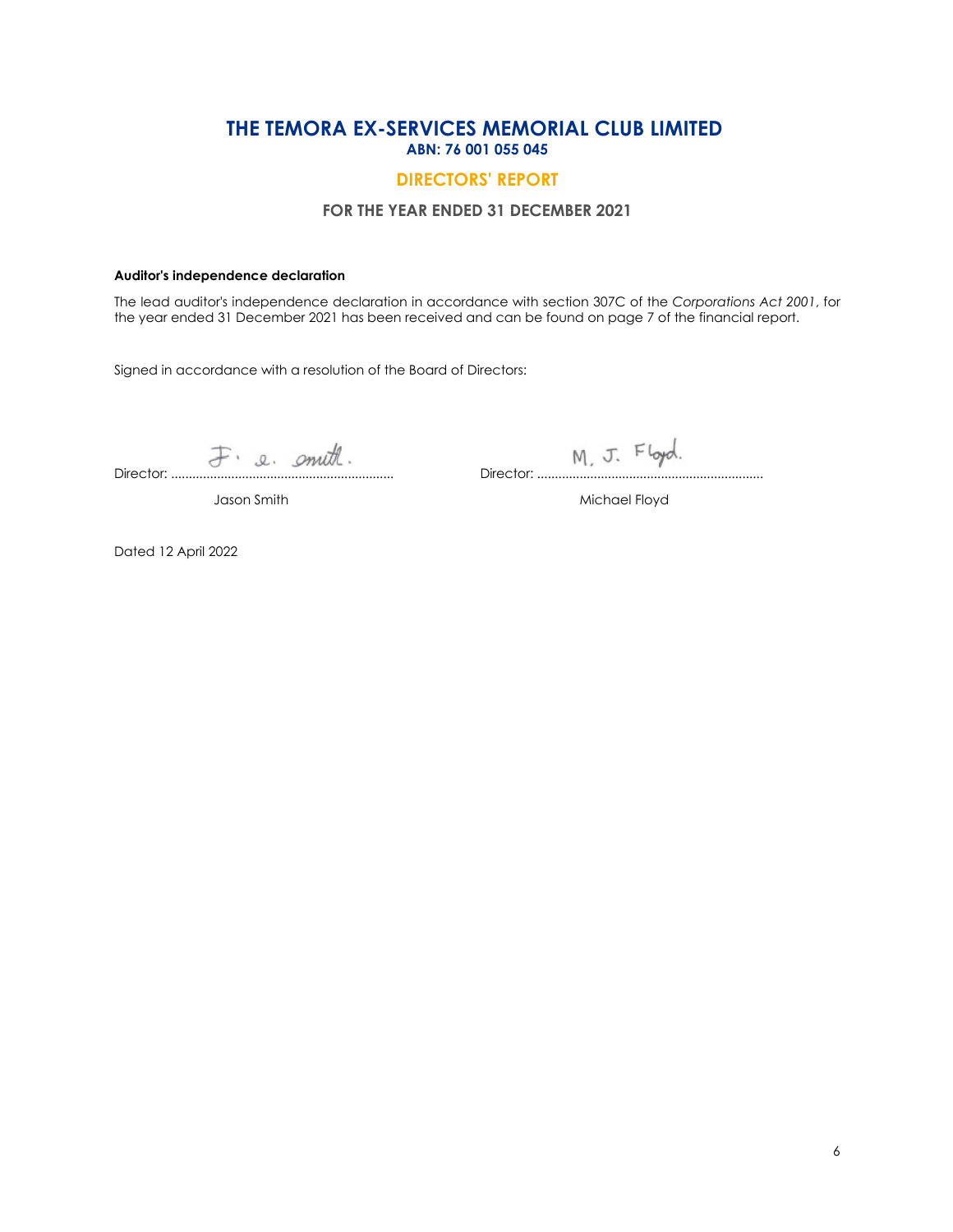# THE TEMORA EX-SERVICES MEMORIAL CLUB LIMITED

**ABN: 76 001 055 045**

## DIRECTORS' REPORT

### FOR THE YEAR ENDED 31 DECEMBER 2021

**Auditor's independence declaration**

The lead auditor's independence declaration in accordance with section 307C of the *Corporations Act 2001*, for the year ended 31 December 2021 has been received and can be found on page 7 of the financial report.

Signed in accordance with a resolution of the Board of Directors:

| Director: ............................................................ | Director: ............................................................ |
|---|---|
| Jason Smith | Michael Floyd |

Dated 12 April 2022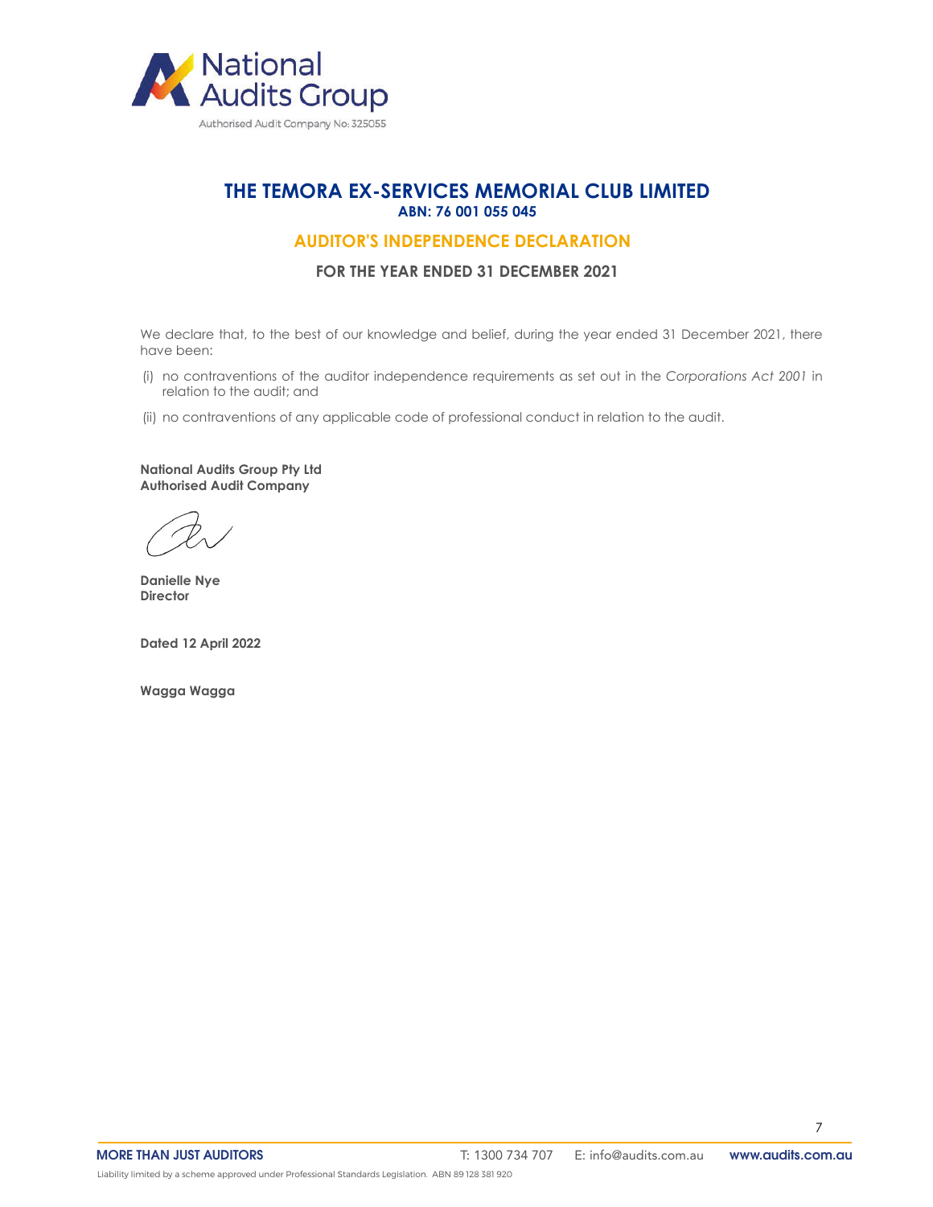# THE TEMORA EX-SERVICES MEMORIAL CLUB LIMITED

**ABN: 76 001 055 045**

## AUDITOR'S INDEPENDENCE DECLARATION

### FOR THE YEAR ENDED 31 DECEMBER 2021

We declare that, to the best of our knowledge and belief, during the year ended 31 December 2021, there have been:

(i) no contraventions of the auditor independence requirements as set out in the *Corporations Act 2001* in relation to the audit; and

(ii) no contraventions of any applicable code of professional conduct in relation to the audit.

**National Audits Group Pty Ltd**
**Authorised Audit Company**

**Danielle Nye**
**Director**

**Dated 12 April 2022**

**Wagga Wagga**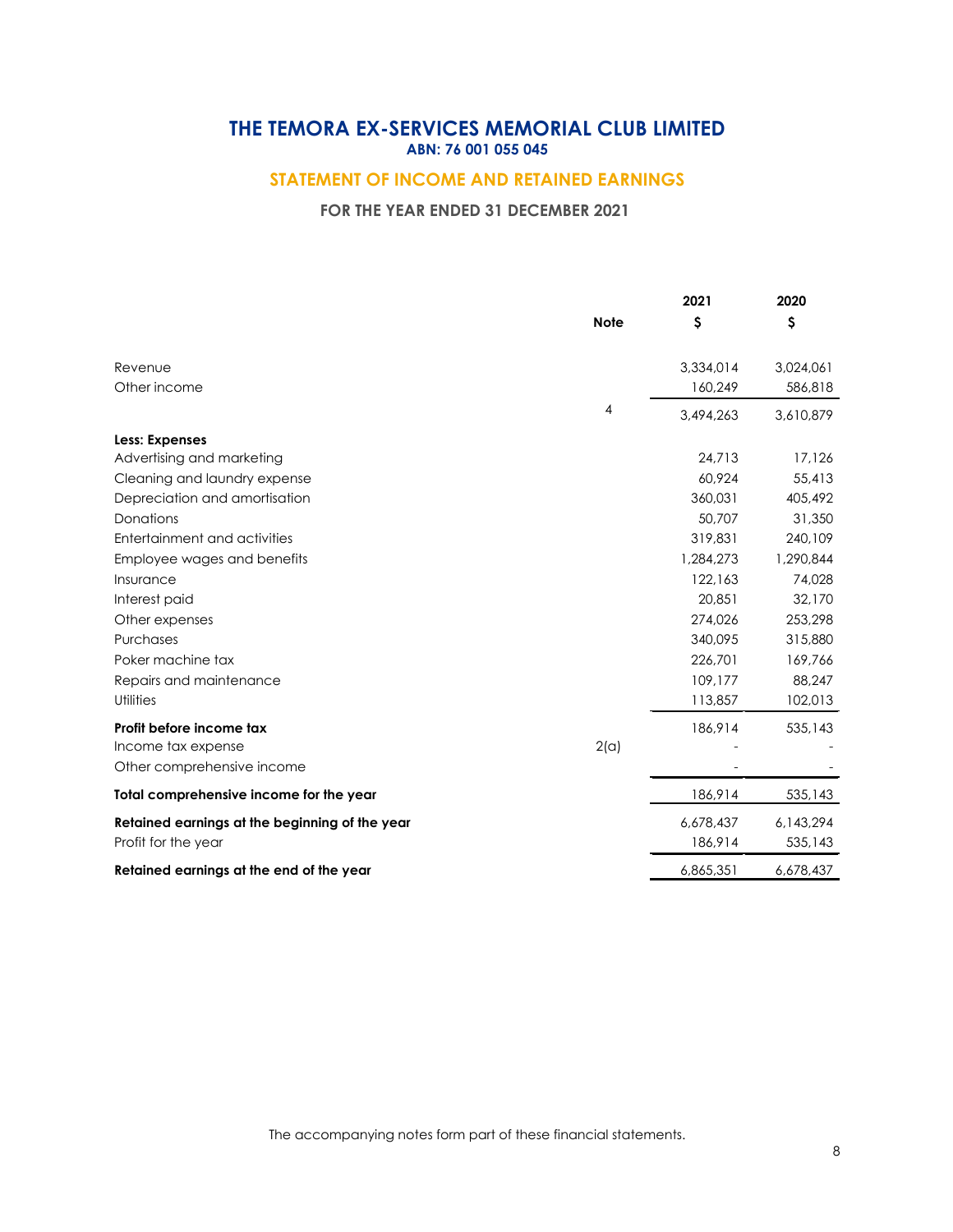# THE TEMORA EX-SERVICES MEMORIAL CLUB LIMITED

**ABN: 76 001 055 045**

## STATEMENT OF INCOME AND RETAINED EARNINGS

### FOR THE YEAR ENDED 31 DECEMBER 2021

| | Note | 2021<br>$ | 2020<br>$ |
|---|---|---|---|
| Revenue | | 3,334,014 | 3,024,061 |
| Other income | | 160,249 | 586,818 |
| | 4 | 3,494,263 | 3,610,879 |
| **Less: Expenses** | | | |
| Advertising and marketing | | 24,713 | 17,126 |
| Cleaning and laundry expense | | 60,924 | 55,413 |
| Depreciation and amortisation | | 360,031 | 405,492 |
| Donations | | 50,707 | 31,350 |
| Entertainment and activities | | 319,831 | 240,109 |
| Employee wages and benefits | | 1,284,273 | 1,290,844 |
| Insurance | | 122,163 | 74,028 |
| Interest paid | | 20,851 | 32,170 |
| Other expenses | | 274,026 | 253,298 |
| Purchases | | 340,095 | 315,880 |
| Poker machine tax | | 226,701 | 169,766 |
| Repairs and maintenance | | 109,177 | 88,247 |
| Utilities | | 113,857 | 102,013 |
| **Profit before income tax** | | 186,914 | 535,143 |
| Income tax expense | 2(a) | - | - |
| Other comprehensive income | | - | - |
| **Total comprehensive income for the year** | | 186,914 | 535,143 |
| **Retained earnings at the beginning of the year** | | 6,678,437 | 6,143,294 |
| Profit for the year | | 186,914 | 535,143 |
| **Retained earnings at the end of the year** | | 6,865,351 | 6,678,437 |

The accompanying notes form part of these financial statements.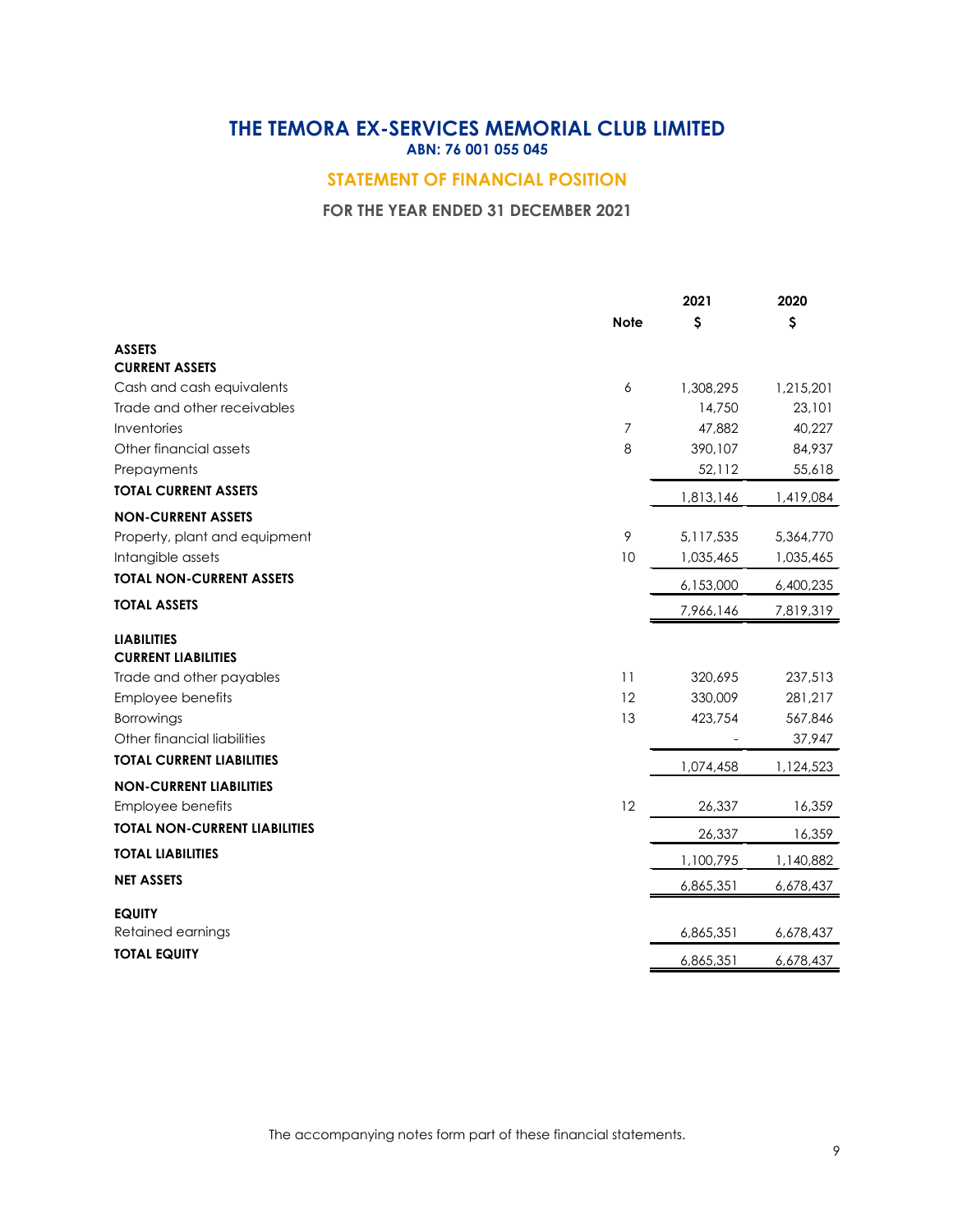# THE TEMORA EX-SERVICES MEMORIAL CLUB LIMITED

**ABN: 76 001 055 045**

## STATEMENT OF FINANCIAL POSITION

**FOR THE YEAR ENDED 31 DECEMBER 2021**

| | Note | 2021 $ | 2020 $ |
|---|---|---|---|
| **ASSETS** | | | |
| **CURRENT ASSETS** | | | |
| Cash and cash equivalents | 6 | 1,308,295 | 1,215,201 |
| Trade and other receivables | | 14,750 | 23,101 |
| Inventories | 7 | 47,882 | 40,227 |
| Other financial assets | 8 | 390,107 | 84,937 |
| Prepayments | | 52,112 | 55,618 |
| **TOTAL CURRENT ASSETS** | | 1,813,146 | 1,419,084 |
| **NON-CURRENT ASSETS** | | | |
| Property, plant and equipment | 9 | 5,117,535 | 5,364,770 |
| Intangible assets | 10 | 1,035,465 | 1,035,465 |
| **TOTAL NON-CURRENT ASSETS** | | 6,153,000 | 6,400,235 |
| **TOTAL ASSETS** | | 7,966,146 | 7,819,319 |
| **LIABILITIES** | | | |
| **CURRENT LIABILITIES** | | | |
| Trade and other payables | 11 | 320,695 | 237,513 |
| Employee benefits | 12 | 330,009 | 281,217 |
| Borrowings | 13 | 423,754 | 567,846 |
| Other financial liabilities | | - | 37,947 |
| **TOTAL CURRENT LIABILITIES** | | 1,074,458 | 1,124,523 |
| **NON-CURRENT LIABILITIES** | | | |
| Employee benefits | 12 | 26,337 | 16,359 |
| **TOTAL NON-CURRENT LIABILITIES** | | 26,337 | 16,359 |
| **TOTAL LIABILITIES** | | 1,100,795 | 1,140,882 |
| **NET ASSETS** | | 6,865,351 | 6,678,437 |
| **EQUITY** | | | |
| Retained earnings | | 6,865,351 | 6,678,437 |
| **TOTAL EQUITY** | | 6,865,351 | 6,678,437 |

The accompanying notes form part of these financial statements.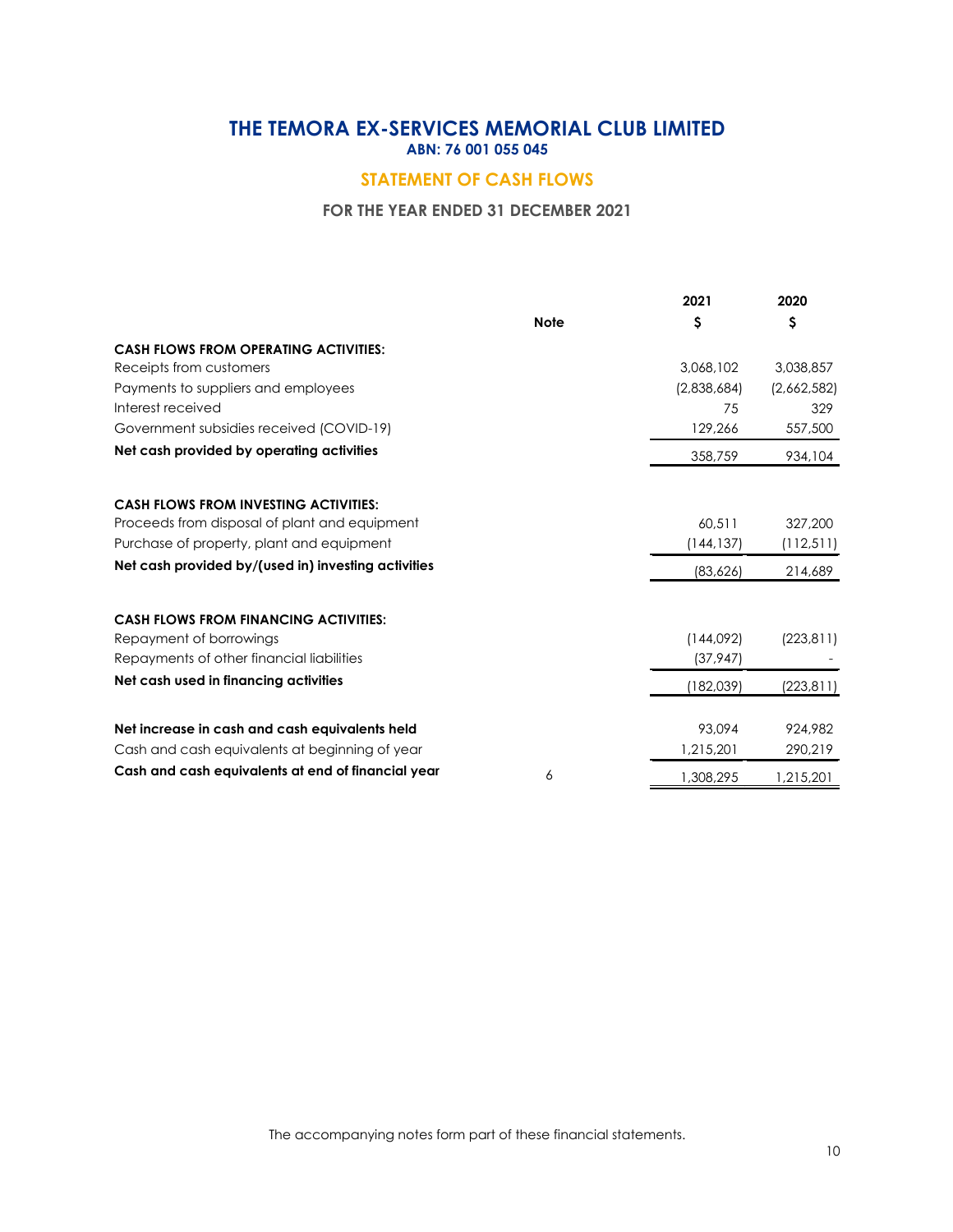# THE TEMORA EX-SERVICES MEMORIAL CLUB LIMITED

**ABN: 76 001 055 045**

## STATEMENT OF CASH FLOWS

**FOR THE YEAR ENDED 31 DECEMBER 2021**

| | Note | 2021<br>$ | 2020<br>$ |
|---|---|---|---|
| **CASH FLOWS FROM OPERATING ACTIVITIES:** | | | |
| Receipts from customers | | 3,068,102 | 3,038,857 |
| Payments to suppliers and employees | | (2,838,684) | (2,662,582) |
| Interest received | | 75 | 329 |
| Government subsidies received (COVID-19) | | 129,266 | 557,500 |
| **Net cash provided by operating activities** | | 358,759 | 934,104 |
| | | | |
| **CASH FLOWS FROM INVESTING ACTIVITIES:** | | | |
| Proceeds from disposal of plant and equipment | | 60,511 | 327,200 |
| Purchase of property, plant and equipment | | (144,137) | (112,511) |
| **Net cash provided by/(used in) investing activities** | | (83,626) | 214,689 |
| | | | |
| **CASH FLOWS FROM FINANCING ACTIVITIES:** | | | |
| Repayment of borrowings | | (144,092) | (223,811) |
| Repayments of other financial liabilities | | (37,947) | - |
| **Net cash used in financing activities** | | (182,039) | (223,811) |
| | | | |
| **Net increase in cash and cash equivalents held** | | 93,094 | 924,982 |
| Cash and cash equivalents at beginning of year | | 1,215,201 | 290,219 |
| **Cash and cash equivalents at end of financial year** | 6 | 1,308,295 | 1,215,201 |

The accompanying notes form part of these financial statements.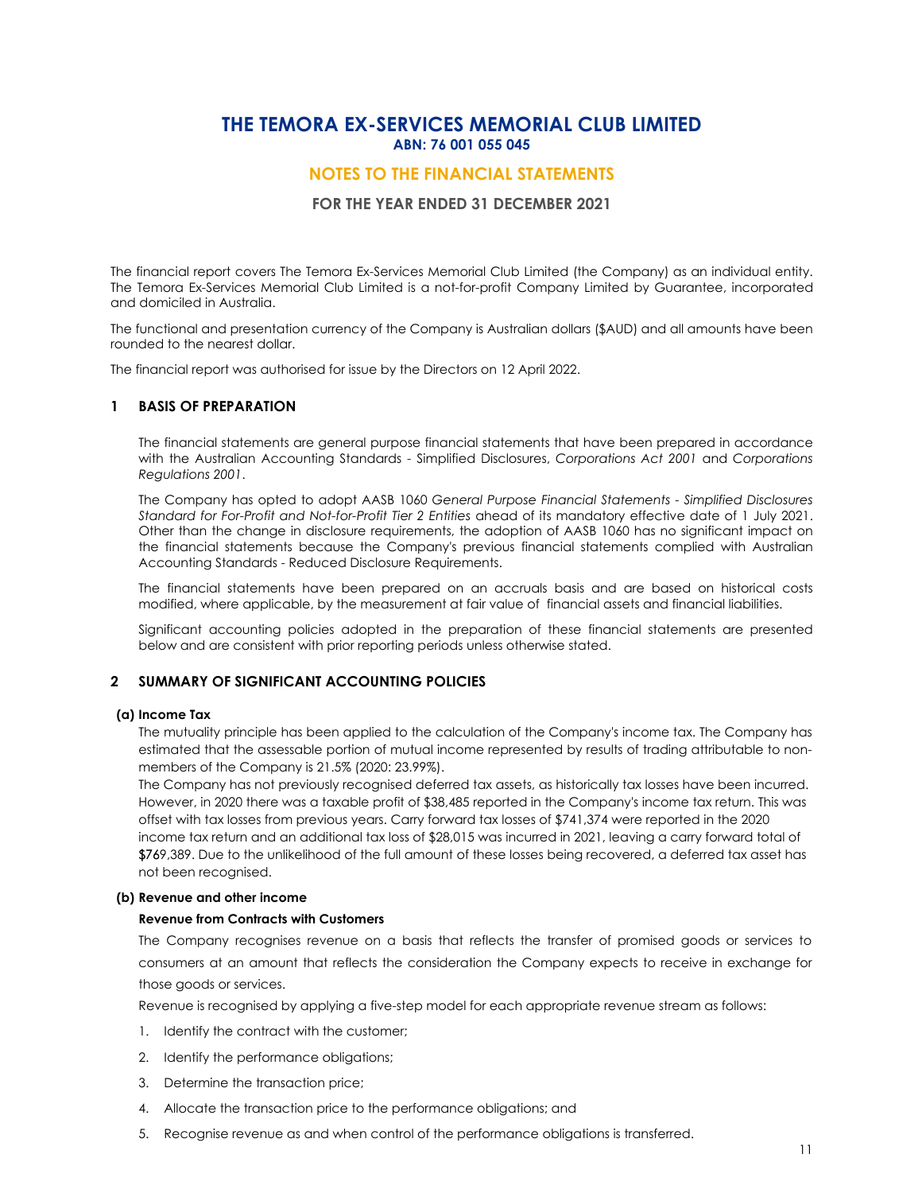# THE TEMORA EX-SERVICES MEMORIAL CLUB LIMITED

**ABN: 76 001 055 045**

## NOTES TO THE FINANCIAL STATEMENTS

**FOR THE YEAR ENDED 31 DECEMBER 2021**

The financial report covers The Temora Ex-Services Memorial Club Limited (the Company) as an individual entity. The Temora Ex-Services Memorial Club Limited is a not-for-profit Company Limited by Guarantee, incorporated and domiciled in Australia.

The functional and presentation currency of the Company is Australian dollars ($AUD) and all amounts have been rounded to the nearest dollar.

The financial report was authorised for issue by the Directors on 12 April 2022.

### 1 BASIS OF PREPARATION

The financial statements are general purpose financial statements that have been prepared in accordance with the Australian Accounting Standards - Simplified Disclosures, *Corporations Act 2001* and *Corporations Regulations 2001*.

The Company has opted to adopt AASB 1060 *General Purpose Financial Statements - Simplified Disclosures Standard for For-Profit and Not-for-Profit Tier 2 Entities* ahead of its mandatory effective date of 1 July 2021. Other than the change in disclosure requirements, the adoption of AASB 1060 has no significant impact on the financial statements because the Company's previous financial statements complied with Australian Accounting Standards - Reduced Disclosure Requirements.

The financial statements have been prepared on an accruals basis and are based on historical costs modified, where applicable, by the measurement at fair value of financial assets and financial liabilities.

Significant accounting policies adopted in the preparation of these financial statements are presented below and are consistent with prior reporting periods unless otherwise stated.

### 2 SUMMARY OF SIGNIFICANT ACCOUNTING POLICIES

**(a) Income Tax**

The mutuality principle has been applied to the calculation of the Company's income tax. The Company has estimated that the assessable portion of mutual income represented by results of trading attributable to non-members of the Company is 21.5% (2020: 23.99%).

The Company has not previously recognised deferred tax assets, as historically tax losses have been incurred. However, in 2020 there was a taxable profit of $38,485 reported in the Company's income tax return. This was offset with tax losses from previous years. Carry forward tax losses of $741,374 were reported in the 2020 income tax return and an additional tax loss of $28,015 was incurred in 2021, leaving a carry forward total of $769,389. Due to the unlikelihood of the full amount of these losses being recovered, a deferred tax asset has not been recognised.

**(b) Revenue and other income**

**Revenue from Contracts with Customers**

The Company recognises revenue on a basis that reflects the transfer of promised goods or services to consumers at an amount that reflects the consideration the Company expects to receive in exchange for those goods or services.

Revenue is recognised by applying a five-step model for each appropriate revenue stream as follows:

1. Identify the contract with the customer;
2. Identify the performance obligations;
3. Determine the transaction price;
4. Allocate the transaction price to the performance obligations; and
5. Recognise revenue as and when control of the performance obligations is transferred.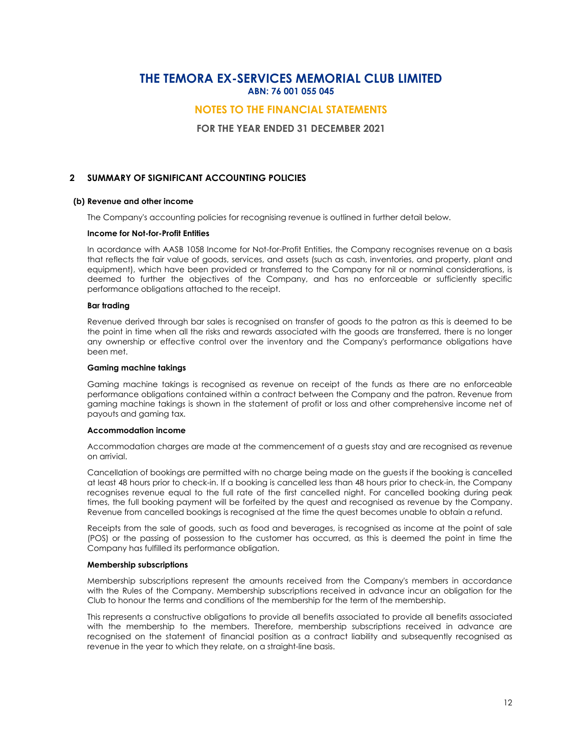# THE TEMORA EX-SERVICES MEMORIAL CLUB LIMITED
**ABN: 76 001 055 045**

## NOTES TO THE FINANCIAL STATEMENTS

**FOR THE YEAR ENDED 31 DECEMBER 2021**

## 2 SUMMARY OF SIGNIFICANT ACCOUNTING POLICIES

### (b) Revenue and other income

The Company's accounting policies for recognising revenue is outlined in further detail below.

**Income for Not-for-Profit Entities**

In acordance with AASB 1058 Income for Not-for-Profit Entities, the Company recognises revenue on a basis that reflects the fair value of goods, services, and assets (such as cash, inventories, and property, plant and equipment), which have been provided or transferred to the Company for nil or norminal considerations, is deemed to further the objectives of the Company, and has no enforceable or sufficiently specific performance obligations attached to the receipt.

**Bar trading**

Revenue derived through bar sales is recognised on transfer of goods to the patron as this is deemed to be the point in time when all the risks and rewards associated with the goods are transferred, there is no longer any ownership or effective control over the inventory and the Company's performance obligations have been met.

**Gaming machine takings**

Gaming machine takings is recognised as revenue on receipt of the funds as there are no enforceable performance obligations contained within a contract between the Company and the patron. Revenue from gaming machine takings is shown in the statement of profit or loss and other comprehensive income net of payouts and gaming tax.

**Accommodation income**

Accommodation charges are made at the commencement of a guests stay and are recognised as revenue on arrivial.

Cancellation of bookings are permitted with no charge being made on the guests if the booking is cancelled at least 48 hours prior to check-in. If a booking is cancelled less than 48 hours prior to check-in, the Company recognises revenue equal to the full rate of the first cancelled night. For cancelled booking during peak times, the full booking payment will be forfeited by the quest and recognised as revenue by the Company. Revenue from cancelled bookings is recognised at the time the quest becomes unable to obtain a refund.

Receipts from the sale of goods, such as food and beverages, is recognised as income at the point of sale (POS) or the passing of possession to the customer has occurred, as this is deemed the point in time the Company has fulfilled its performance obligation.

**Membership subscriptions**

Membership subscriptions represent the amounts received from the Company's members in accordance with the Rules of the Company. Membership subscriptions received in advance incur an obligation for the Club to honour the terms and conditions of the membership for the term of the membership.

This represents a constructive obligations to provide all benefits associated to provide all benefits associated with the membership to the members. Therefore, membership subscriptions received in advance are recognised on the statement of financial position as a contract liability and subsequently recognised as revenue in the year to which they relate, on a straight-line basis.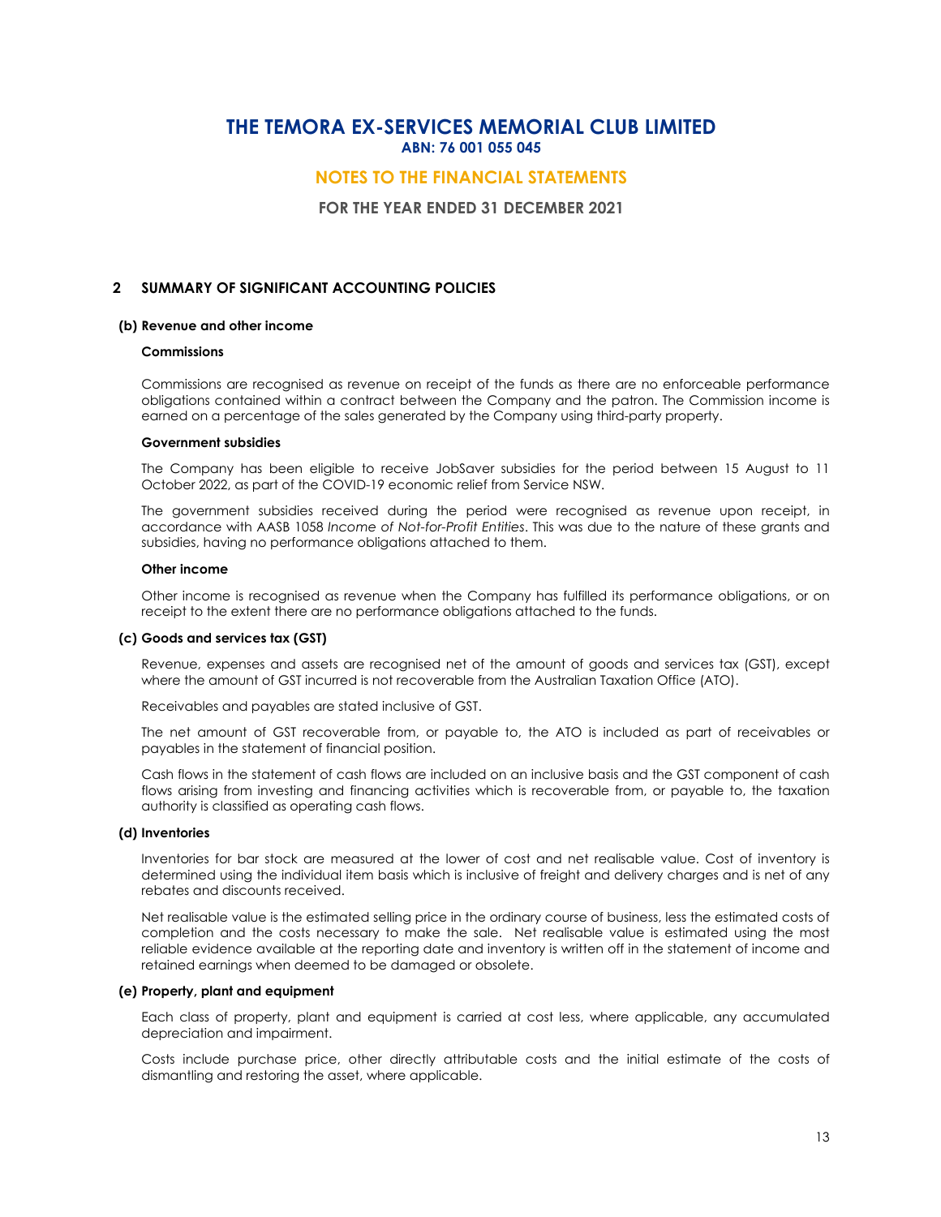## 2 SUMMARY OF SIGNIFICANT ACCOUNTING POLICIES

### (b) Revenue and other income

**Commissions**

Commissions are recognised as revenue on receipt of the funds as there are no enforceable performance obligations contained within a contract between the Company and the patron. The Commission income is earned on a percentage of the sales generated by the Company using third-party property.

**Government subsidies**

The Company has been eligible to receive JobSaver subsidies for the period between 15 August to 11 October 2022, as part of the COVID-19 economic relief from Service NSW.

The government subsidies received during the period were recognised as revenue upon receipt, in accordance with AASB 1058 *Income of Not-for-Profit Entities*. This was due to the nature of these grants and subsidies, having no performance obligations attached to them.

**Other income**

Other income is recognised as revenue when the Company has fulfilled its performance obligations, or on receipt to the extent there are no performance obligations attached to the funds.

### (c) Goods and services tax (GST)

Revenue, expenses and assets are recognised net of the amount of goods and services tax (GST), except where the amount of GST incurred is not recoverable from the Australian Taxation Office (ATO).

Receivables and payables are stated inclusive of GST.

The net amount of GST recoverable from, or payable to, the ATO is included as part of receivables or payables in the statement of financial position.

Cash flows in the statement of cash flows are included on an inclusive basis and the GST component of cash flows arising from investing and financing activities which is recoverable from, or payable to, the taxation authority is classified as operating cash flows.

### (d) Inventories

Inventories for bar stock are measured at the lower of cost and net realisable value. Cost of inventory is determined using the individual item basis which is inclusive of freight and delivery charges and is net of any rebates and discounts received.

Net realisable value is the estimated selling price in the ordinary course of business, less the estimated costs of completion and the costs necessary to make the sale. Net realisable value is estimated using the most reliable evidence available at the reporting date and inventory is written off in the statement of income and retained earnings when deemed to be damaged or obsolete.

### (e) Property, plant and equipment

Each class of property, plant and equipment is carried at cost less, where applicable, any accumulated depreciation and impairment.

Costs include purchase price, other directly attributable costs and the initial estimate of the costs of dismantling and restoring the asset, where applicable.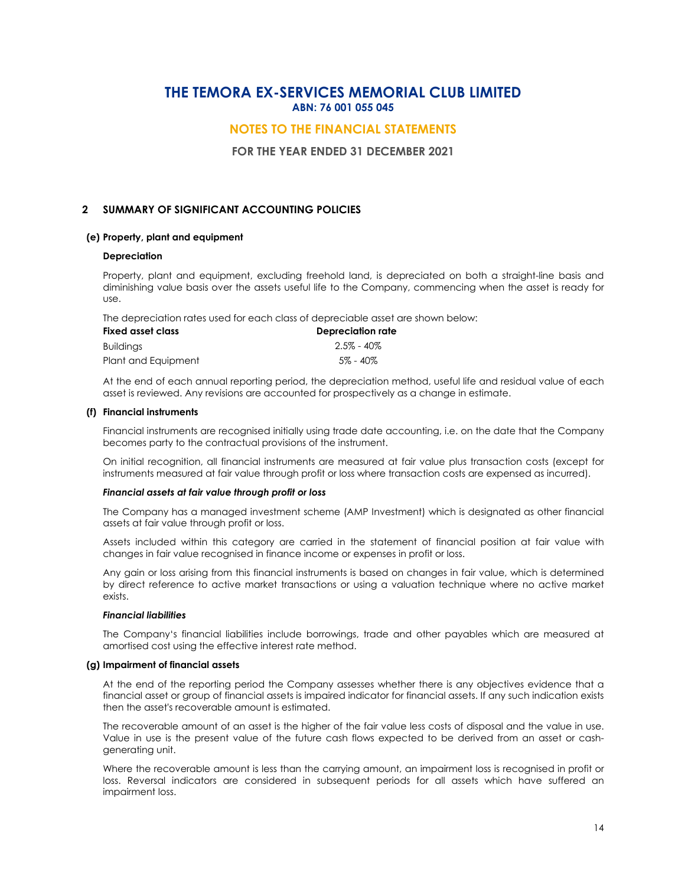# THE TEMORA EX-SERVICES MEMORIAL CLUB LIMITED

**ABN: 76 001 055 045**

## NOTES TO THE FINANCIAL STATEMENTS

**FOR THE YEAR ENDED 31 DECEMBER 2021**

### 2 SUMMARY OF SIGNIFICANT ACCOUNTING POLICIES

**(e) Property, plant and equipment**

**Depreciation**

Property, plant and equipment, excluding freehold land, is depreciated on both a straight-line basis and diminishing value basis over the assets useful life to the Company, commencing when the asset is ready for use.

The depreciation rates used for each class of depreciable asset are shown below:

| Fixed asset class | Depreciation rate |
|---|---|
| Buildings | 2.5% - 40% |
| Plant and Equipment | 5% - 40% |

At the end of each annual reporting period, the depreciation method, useful life and residual value of each asset is reviewed. Any revisions are accounted for prospectively as a change in estimate.

**(f) Financial instruments**

Financial instruments are recognised initially using trade date accounting, i.e. on the date that the Company becomes party to the contractual provisions of the instrument.

On initial recognition, all financial instruments are measured at fair value plus transaction costs (except for instruments measured at fair value through profit or loss where transaction costs are expensed as incurred).

***Financial assets at fair value through profit or loss***

The Company has a managed investment scheme (AMP Investment) which is designated as other financial assets at fair value through profit or loss.

Assets included within this category are carried in the statement of financial position at fair value with changes in fair value recognised in finance income or expenses in profit or loss.

Any gain or loss arising from this financial instruments is based on changes in fair value, which is determined by direct reference to active market transactions or using a valuation technique where no active market exists.

***Financial liabilities***

The Company's financial liabilities include borrowings, trade and other payables which are measured at amortised cost using the effective interest rate method.

**(g) Impairment of financial assets**

At the end of the reporting period the Company assesses whether there is any objectives evidence that a financial asset or group of financial assets is impaired indicator for financial assets. If any such indication exists then the asset's recoverable amount is estimated.

The recoverable amount of an asset is the higher of the fair value less costs of disposal and the value in use. Value in use is the present value of the future cash flows expected to be derived from an asset or cash-generating unit.

Where the recoverable amount is less than the carrying amount, an impairment loss is recognised in profit or loss. Reversal indicators are considered in subsequent periods for all assets which have suffered an impairment loss.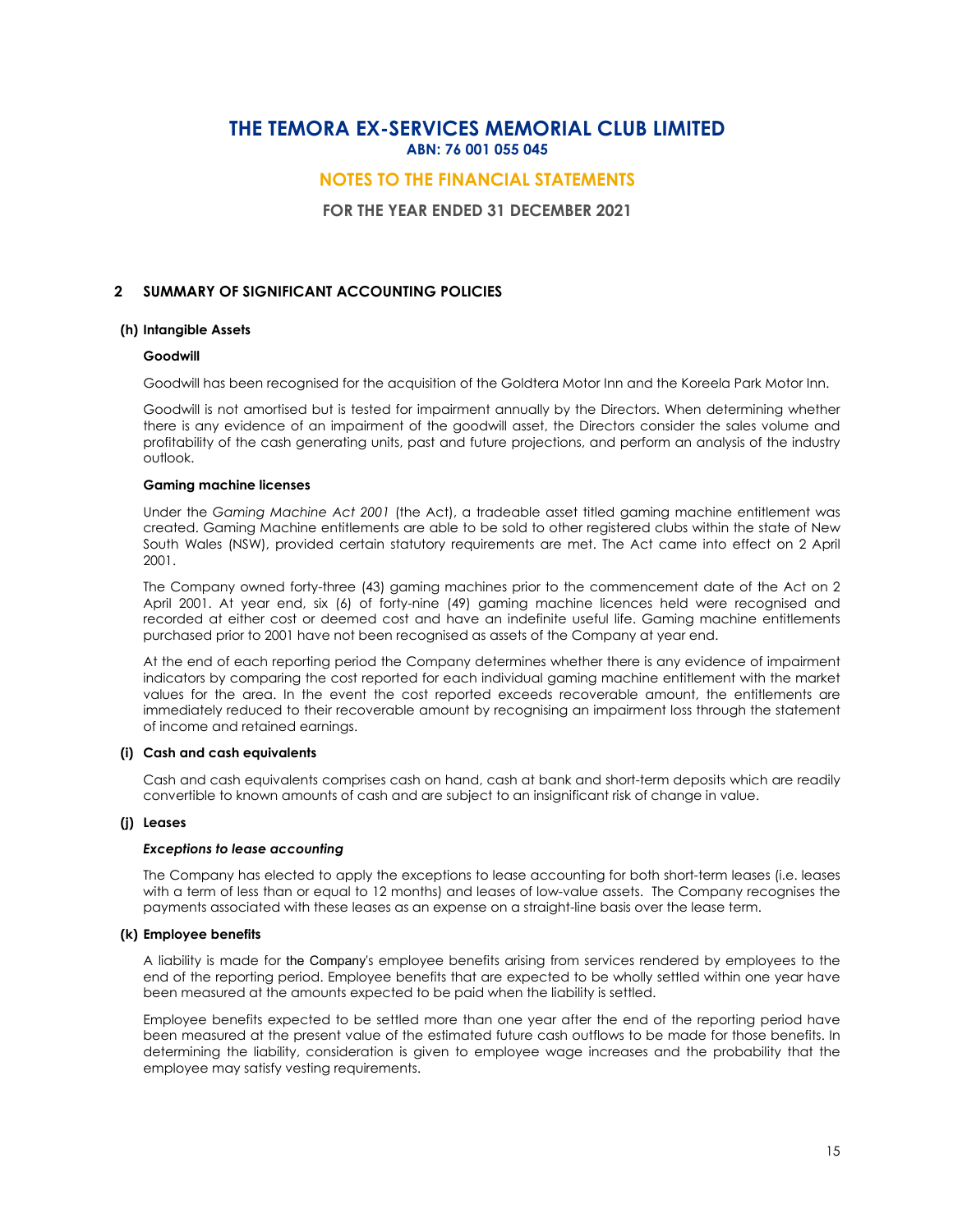# THE TEMORA EX-SERVICES MEMORIAL CLUB LIMITED
**ABN: 76 001 055 045**

## NOTES TO THE FINANCIAL STATEMENTS

**FOR THE YEAR ENDED 31 DECEMBER 2021**

## 2 SUMMARY OF SIGNIFICANT ACCOUNTING POLICIES

### (h) Intangible Assets

**Goodwill**

Goodwill has been recognised for the acquisition of the Goldtera Motor Inn and the Koreela Park Motor Inn.

Goodwill is not amortised but is tested for impairment annually by the Directors. When determining whether there is any evidence of an impairment of the goodwill asset, the Directors consider the sales volume and profitability of the cash generating units, past and future projections, and perform an analysis of the industry outlook.

**Gaming machine licenses**

Under the *Gaming Machine Act 2001* (the Act), a tradeable asset titled gaming machine entitlement was created. Gaming Machine entitlements are able to be sold to other registered clubs within the state of New South Wales (NSW), provided certain statutory requirements are met. The Act came into effect on 2 April 2001.

The Company owned forty-three (43) gaming machines prior to the commencement date of the Act on 2 April 2001. At year end, six (6) of forty-nine (49) gaming machine licences held were recognised and recorded at either cost or deemed cost and have an indefinite useful life. Gaming machine entitlements purchased prior to 2001 have not been recognised as assets of the Company at year end.

At the end of each reporting period the Company determines whether there is any evidence of impairment indicators by comparing the cost reported for each individual gaming machine entitlement with the market values for the area. In the event the cost reported exceeds recoverable amount, the entitlements are immediately reduced to their recoverable amount by recognising an impairment loss through the statement of income and retained earnings.

### (i) Cash and cash equivalents

Cash and cash equivalents comprises cash on hand, cash at bank and short-term deposits which are readily convertible to known amounts of cash and are subject to an insignificant risk of change in value.

### (j) Leases

***Exceptions to lease accounting***

The Company has elected to apply the exceptions to lease accounting for both short-term leases (i.e. leases with a term of less than or equal to 12 months) and leases of low-value assets. The Company recognises the payments associated with these leases as an expense on a straight-line basis over the lease term.

### (k) Employee benefits

A liability is made for the Company's employee benefits arising from services rendered by employees to the end of the reporting period. Employee benefits that are expected to be wholly settled within one year have been measured at the amounts expected to be paid when the liability is settled.

Employee benefits expected to be settled more than one year after the end of the reporting period have been measured at the present value of the estimated future cash outflows to be made for those benefits. In determining the liability, consideration is given to employee wage increases and the probability that the employee may satisfy vesting requirements.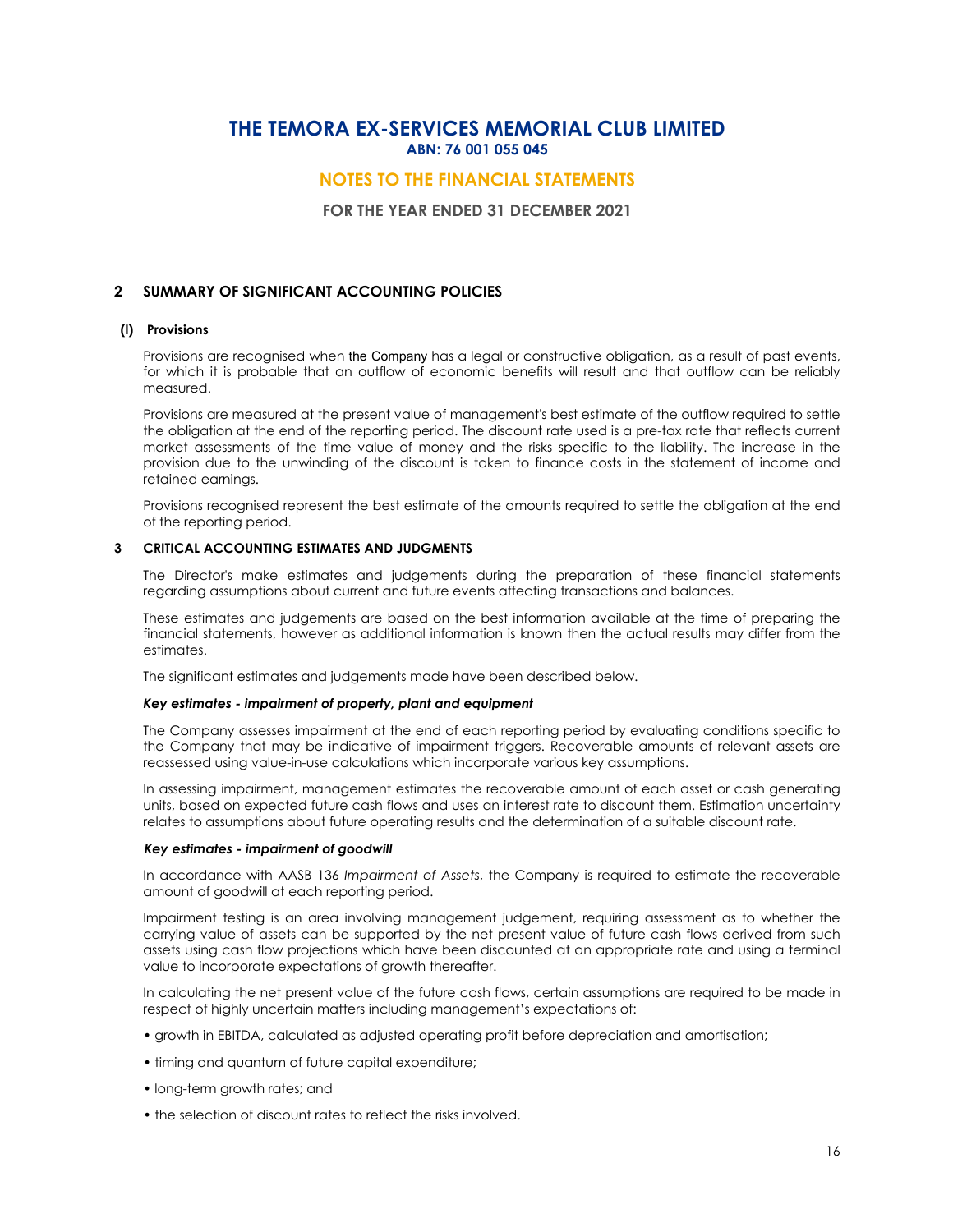## 2 SUMMARY OF SIGNIFICANT ACCOUNTING POLICIES

### (l) Provisions

Provisions are recognised when the Company has a legal or constructive obligation, as a result of past events, for which it is probable that an outflow of economic benefits will result and that outflow can be reliably measured.

Provisions are measured at the present value of management's best estimate of the outflow required to settle the obligation at the end of the reporting period. The discount rate used is a pre-tax rate that reflects current market assessments of the time value of money and the risks specific to the liability. The increase in the provision due to the unwinding of the discount is taken to finance costs in the statement of income and retained earnings.

Provisions recognised represent the best estimate of the amounts required to settle the obligation at the end of the reporting period.

## 3 CRITICAL ACCOUNTING ESTIMATES AND JUDGMENTS

The Director's make estimates and judgements during the preparation of these financial statements regarding assumptions about current and future events affecting transactions and balances.

These estimates and judgements are based on the best information available at the time of preparing the financial statements, however as additional information is known then the actual results may differ from the estimates.

The significant estimates and judgements made have been described below.

***Key estimates - impairment of property, plant and equipment***

The Company assesses impairment at the end of each reporting period by evaluating conditions specific to the Company that may be indicative of impairment triggers. Recoverable amounts of relevant assets are reassessed using value-in-use calculations which incorporate various key assumptions.

In assessing impairment, management estimates the recoverable amount of each asset or cash generating units, based on expected future cash flows and uses an interest rate to discount them. Estimation uncertainty relates to assumptions about future operating results and the determination of a suitable discount rate.

***Key estimates - impairment of goodwill***

In accordance with AASB 136 *Impairment of Assets*, the Company is required to estimate the recoverable amount of goodwill at each reporting period.

Impairment testing is an area involving management judgement, requiring assessment as to whether the carrying value of assets can be supported by the net present value of future cash flows derived from such assets using cash flow projections which have been discounted at an appropriate rate and using a terminal value to incorporate expectations of growth thereafter.

In calculating the net present value of the future cash flows, certain assumptions are required to be made in respect of highly uncertain matters including management's expectations of:

- growth in EBITDA, calculated as adjusted operating profit before depreciation and amortisation;
- timing and quantum of future capital expenditure;
- long-term growth rates; and
- the selection of discount rates to reflect the risks involved.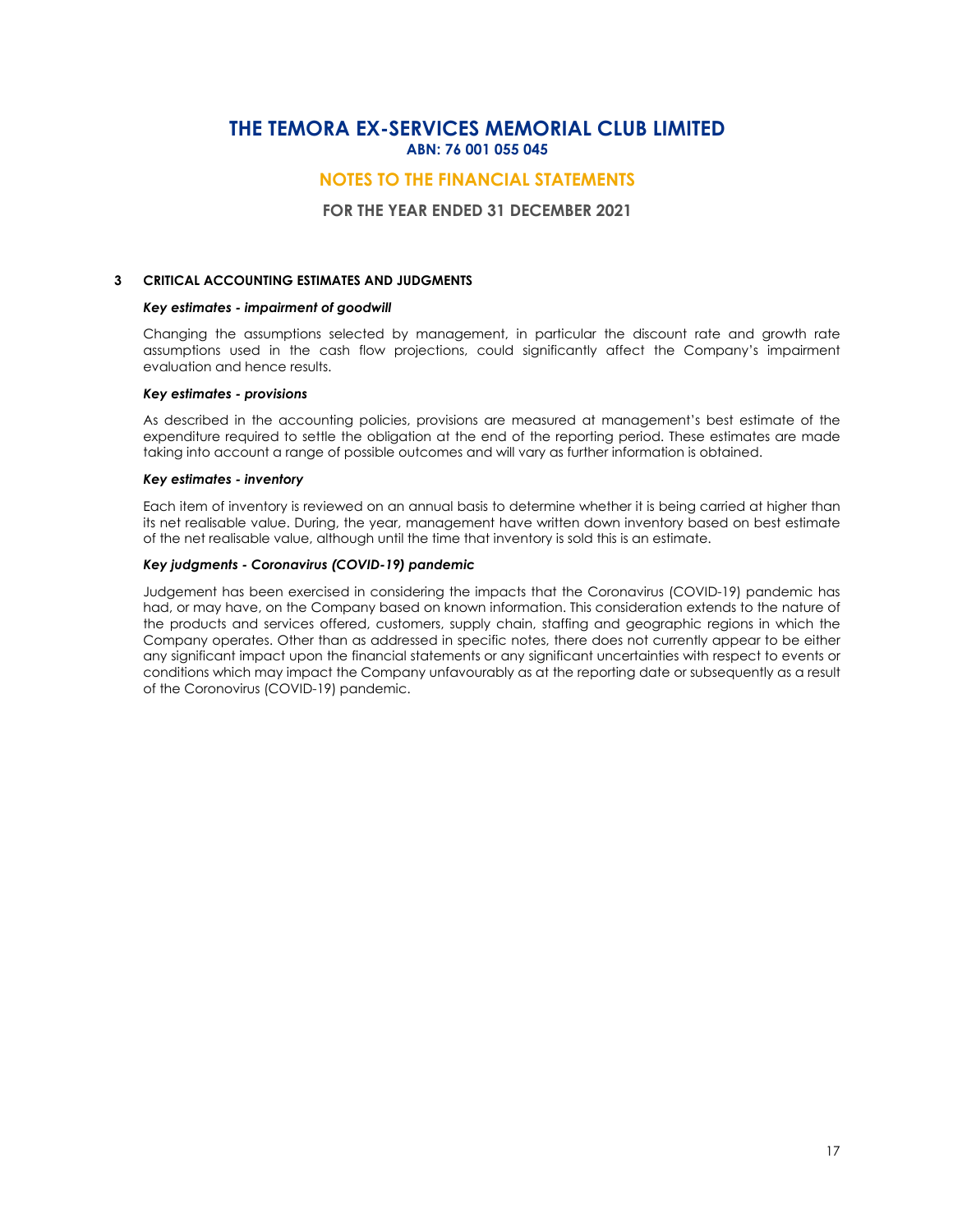# THE TEMORA EX-SERVICES MEMORIAL CLUB LIMITED
**ABN: 76 001 055 045**

## NOTES TO THE FINANCIAL STATEMENTS

**FOR THE YEAR ENDED 31 DECEMBER 2021**

### 3 CRITICAL ACCOUNTING ESTIMATES AND JUDGMENTS

***Key estimates - impairment of goodwill***

Changing the assumptions selected by management, in particular the discount rate and growth rate assumptions used in the cash flow projections, could significantly affect the Company's impairment evaluation and hence results.

***Key estimates - provisions***

As described in the accounting policies, provisions are measured at management's best estimate of the expenditure required to settle the obligation at the end of the reporting period. These estimates are made taking into account a range of possible outcomes and will vary as further information is obtained.

***Key estimates - inventory***

Each item of inventory is reviewed on an annual basis to determine whether it is being carried at higher than its net realisable value. During, the year, management have written down inventory based on best estimate of the net realisable value, although until the time that inventory is sold this is an estimate.

***Key judgments - Coronavirus (COVID-19) pandemic***

Judgement has been exercised in considering the impacts that the Coronavirus (COVID-19) pandemic has had, or may have, on the Company based on known information. This consideration extends to the nature of the products and services offered, customers, supply chain, staffing and geographic regions in which the Company operates. Other than as addressed in specific notes, there does not currently appear to be either any significant impact upon the financial statements or any significant uncertainties with respect to events or conditions which may impact the Company unfavourably as at the reporting date or subsequently as a result of the Coronovirus (COVID-19) pandemic.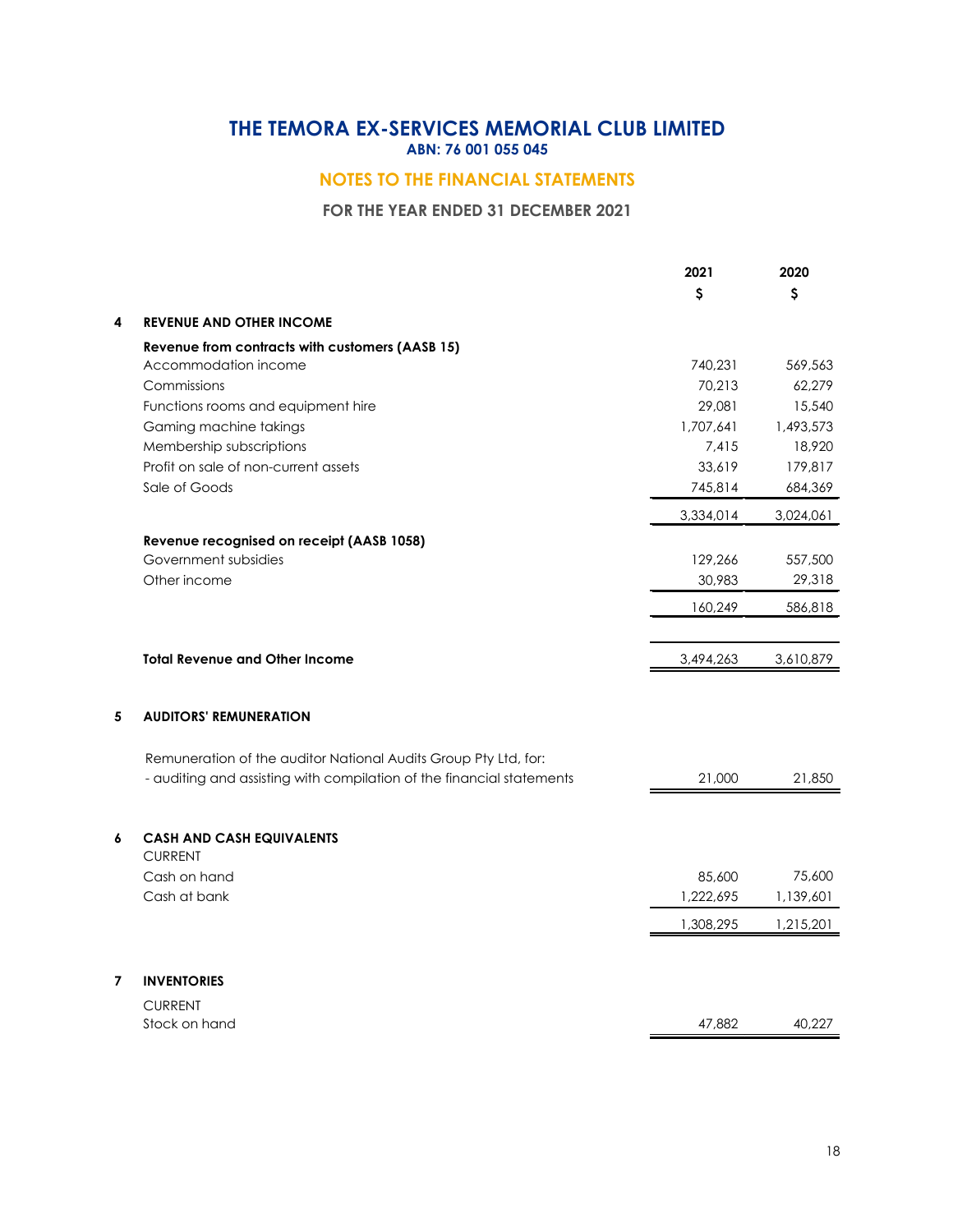# THE TEMORA EX-SERVICES MEMORIAL CLUB LIMITED

**ABN: 76 001 055 045**

## NOTES TO THE FINANCIAL STATEMENTS

**FOR THE YEAR ENDED 31 DECEMBER 2021**

| | | 2021 | 2020 |
|---|---|---|---|
| | | $ | $ |
| **4** | **REVENUE AND OTHER INCOME** | | |
| | **Revenue from contracts with customers (AASB 15)** | | |
| | Accommodation income | 740,231 | 569,563 |
| | Commissions | 70,213 | 62,279 |
| | Functions rooms and equipment hire | 29,081 | 15,540 |
| | Gaming machine takings | 1,707,641 | 1,493,573 |
| | Membership subscriptions | 7,415 | 18,920 |
| | Profit on sale of non-current assets | 33,619 | 179,817 |
| | Sale of Goods | 745,814 | 684,369 |
| | | 3,334,014 | 3,024,061 |
| | **Revenue recognised on receipt (AASB 1058)** | | |
| | Government subsidies | 129,266 | 557,500 |
| | Other income | 30,983 | 29,318 |
| | | 160,249 | 586,818 |
| | **Total Revenue and Other Income** | 3,494,263 | 3,610,879 |
| **5** | **AUDITORS' REMUNERATION** | | |
| | Remuneration of the auditor National Audits Group Pty Ltd, for: | | |
| | - auditing and assisting with compilation of the financial statements | 21,000 | 21,850 |
| **6** | **CASH AND CASH EQUIVALENTS** | | |
| | CURRENT | | |
| | Cash on hand | 85,600 | 75,600 |
| | Cash at bank | 1,222,695 | 1,139,601 |
| | | 1,308,295 | 1,215,201 |
| **7** | **INVENTORIES** | | |
| | CURRENT | | |
| | Stock on hand | 47,882 | 40,227 |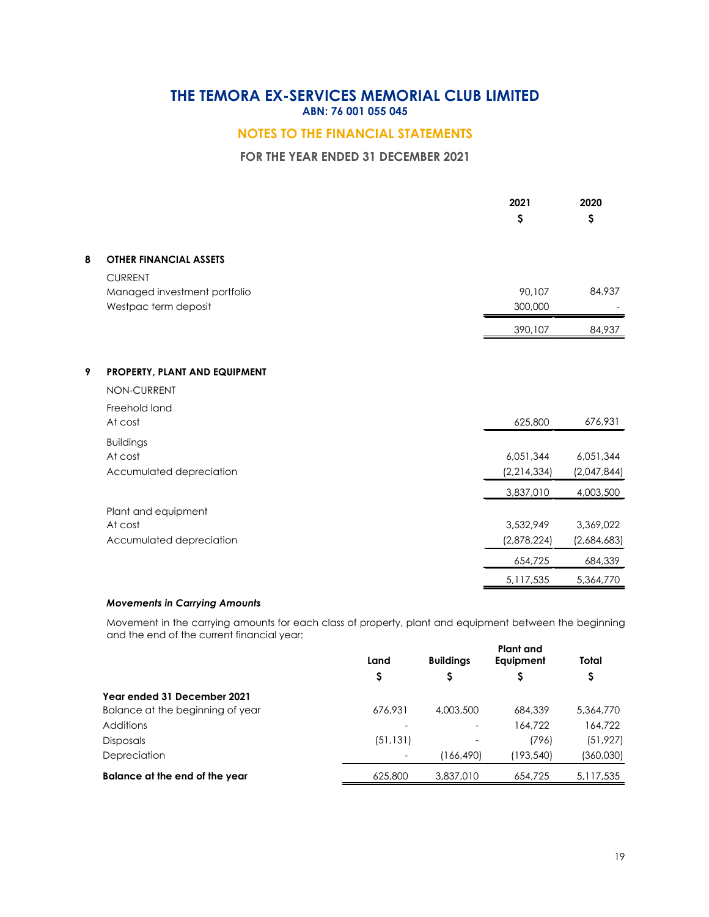# THE TEMORA EX-SERVICES MEMORIAL CLUB LIMITED

**ABN: 76 001 055 045**

## NOTES TO THE FINANCIAL STATEMENTS

**FOR THE YEAR ENDED 31 DECEMBER 2021**

| | 2021 $ | 2020 $ |
|---|---|---|
| **8 OTHER FINANCIAL ASSETS** | | |
| CURRENT | | |
| Managed investment portfolio | 90,107 | 84,937 |
| Westpac term deposit | 300,000 | - |
| | 390,107 | 84,937 |

| | 2021 $ | 2020 $ |
|---|---|---|
| **9 PROPERTY, PLANT AND EQUIPMENT** | | |
| NON-CURRENT | | |
| Freehold land | | |
| At cost | 625,800 | 676,931 |
| Buildings | | |
| At cost | 6,051,344 | 6,051,344 |
| Accumulated depreciation | (2,214,334) | (2,047,844) |
| | 3,837,010 | 4,003,500 |
| Plant and equipment | | |
| At cost | 3,532,949 | 3,369,022 |
| Accumulated depreciation | (2,878,224) | (2,684,683) |
| | 654,725 | 684,339 |
| | 5,117,535 | 5,364,770 |

***Movements in Carrying Amounts***

Movement in the carrying amounts for each class of property, plant and equipment between the beginning and the end of the current financial year:

| | Land $ | Buildings $ | Plant and Equipment $ | Total $ |
|---|---|---|---|---|
| **Year ended 31 December 2021** | | | | |
| Balance at the beginning of year | 676,931 | 4,003,500 | 684,339 | 5,364,770 |
| Additions | - | - | 164,722 | 164,722 |
| Disposals | (51,131) | - | (796) | (51,927) |
| Depreciation | - | (166,490) | (193,540) | (360,030) |
| **Balance at the end of the year** | 625,800 | 3,837,010 | 654,725 | 5,117,535 |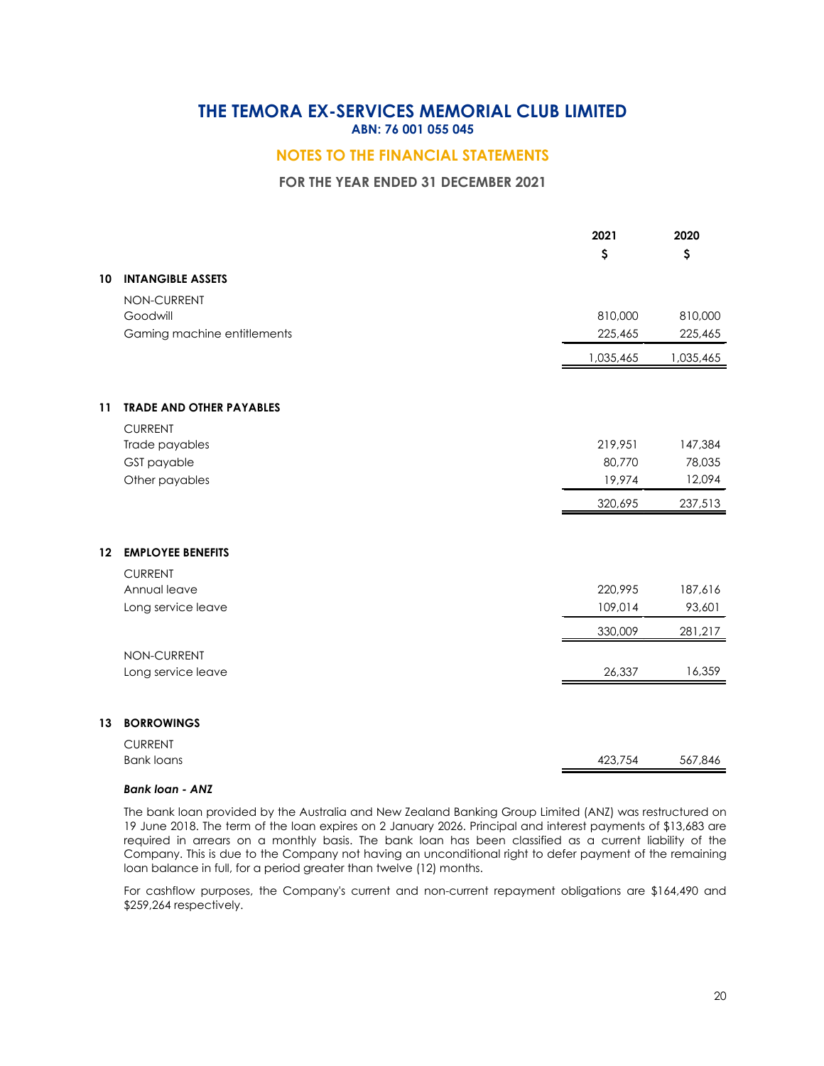# THE TEMORA EX-SERVICES MEMORIAL CLUB LIMITED
**ABN: 76 001 055 045**

## NOTES TO THE FINANCIAL STATEMENTS

**FOR THE YEAR ENDED 31 DECEMBER 2021**

| | | 2021 | 2020 |
|---|---|---|---|
| | | $ | $ |
| **10** | **INTANGIBLE ASSETS** | | |
| | NON-CURRENT | | |
| | Goodwill | 810,000 | 810,000 |
| | Gaming machine entitlements | 225,465 | 225,465 |
| | | 1,035,465 | 1,035,465 |
| **11** | **TRADE AND OTHER PAYABLES** | | |
| | CURRENT | | |
| | Trade payables | 219,951 | 147,384 |
| | GST payable | 80,770 | 78,035 |
| | Other payables | 19,974 | 12,094 |
| | | 320,695 | 237,513 |
| **12** | **EMPLOYEE BENEFITS** | | |
| | CURRENT | | |
| | Annual leave | 220,995 | 187,616 |
| | Long service leave | 109,014 | 93,601 |
| | | 330,009 | 281,217 |
| | NON-CURRENT | | |
| | Long service leave | 26,337 | 16,359 |
| **13** | **BORROWINGS** | | |
| | CURRENT | | |
| | Bank loans | 423,754 | 567,846 |

***Bank loan - ANZ***

The bank loan provided by the Australia and New Zealand Banking Group Limited (ANZ) was restructured on 19 June 2018. The term of the loan expires on 2 January 2026. Principal and interest payments of $13,683 are required in arrears on a monthly basis. The bank loan has been classified as a current liability of the Company. This is due to the Company not having an unconditional right to defer payment of the remaining loan balance in full, for a period greater than twelve (12) months.

For cashflow purposes, the Company's current and non-current repayment obligations are $164,490 and $259,264 respectively.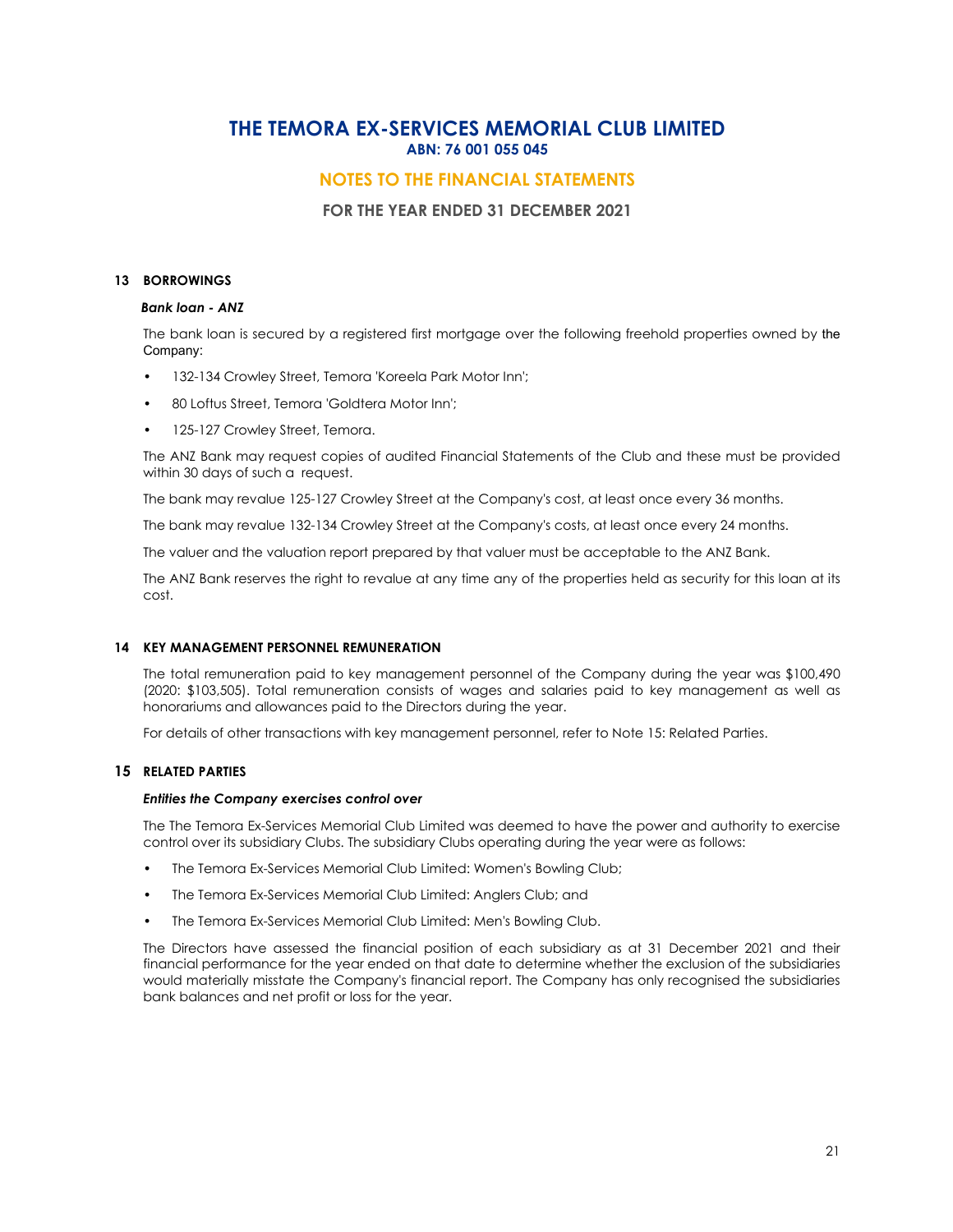## 13 BORROWINGS

***Bank loan - ANZ***

The bank loan is secured by a registered first mortgage over the following freehold properties owned by the Company:

- 132-134 Crowley Street, Temora 'Koreela Park Motor Inn';
- 80 Loftus Street, Temora 'Goldtera Motor Inn';
- 125-127 Crowley Street, Temora.

The ANZ Bank may request copies of audited Financial Statements of the Club and these must be provided within 30 days of such a request.

The bank may revalue 125-127 Crowley Street at the Company's cost, at least once every 36 months.

The bank may revalue 132-134 Crowley Street at the Company's costs, at least once every 24 months.

The valuer and the valuation report prepared by that valuer must be acceptable to the ANZ Bank.

The ANZ Bank reserves the right to revalue at any time any of the properties held as security for this loan at its cost.

## 14 KEY MANAGEMENT PERSONNEL REMUNERATION

The total remuneration paid to key management personnel of the Company during the year was $100,490 (2020: $103,505). Total remuneration consists of wages and salaries paid to key management as well as honorariums and allowances paid to the Directors during the year.

For details of other transactions with key management personnel, refer to Note 15: Related Parties.

## 15 RELATED PARTIES

***Entities the Company exercises control over***

The The Temora Ex-Services Memorial Club Limited was deemed to have the power and authority to exercise control over its subsidiary Clubs. The subsidiary Clubs operating during the year were as follows:

- The Temora Ex-Services Memorial Club Limited: Women's Bowling Club;
- The Temora Ex-Services Memorial Club Limited: Anglers Club; and
- The Temora Ex-Services Memorial Club Limited: Men's Bowling Club.

The Directors have assessed the financial position of each subsidiary as at 31 December 2021 and their financial performance for the year ended on that date to determine whether the exclusion of the subsidiaries would materially misstate the Company's financial report. The Company has only recognised the subsidiaries bank balances and net profit or loss for the year.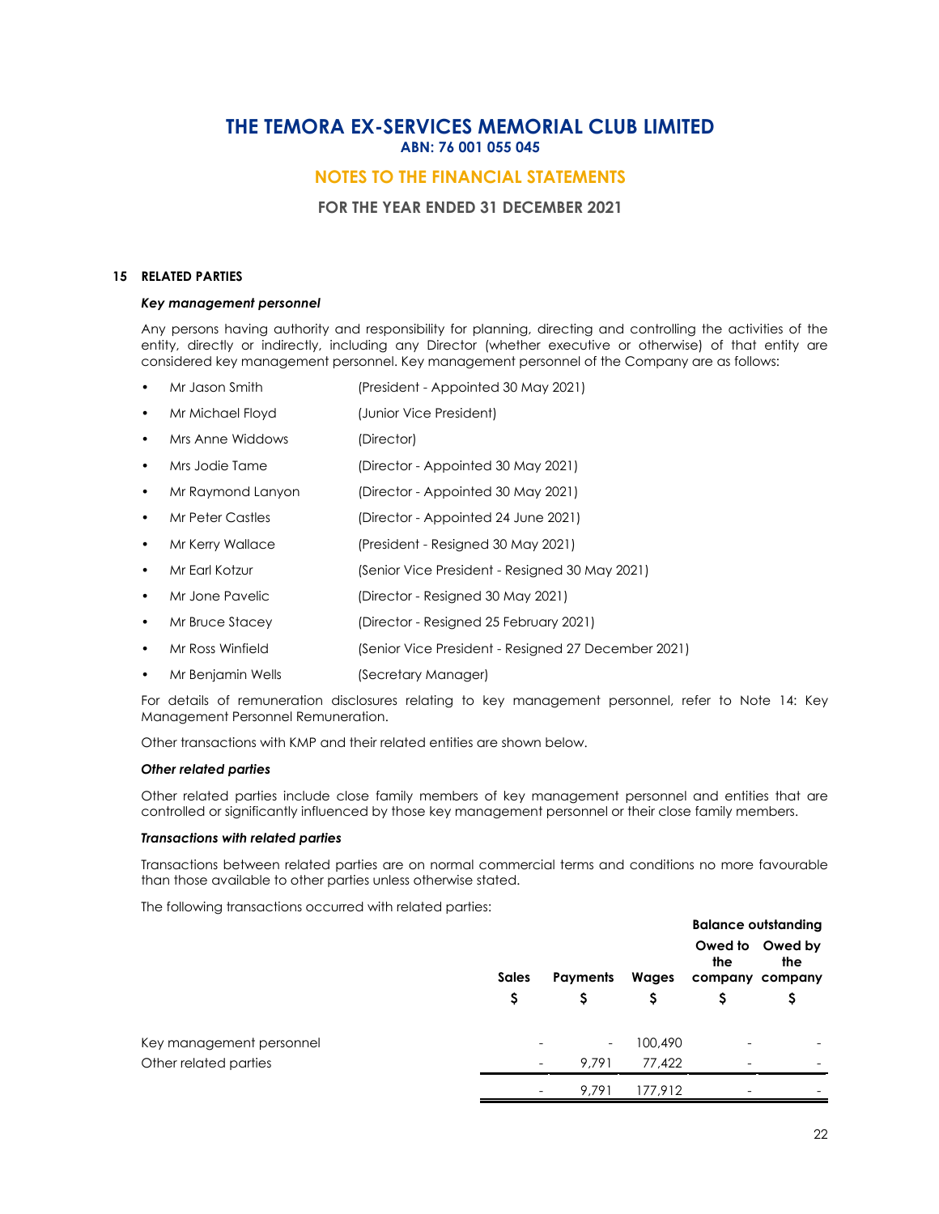# THE TEMORA EX-SERVICES MEMORIAL CLUB LIMITED
**ABN: 76 001 055 045**

## NOTES TO THE FINANCIAL STATEMENTS

**FOR THE YEAR ENDED 31 DECEMBER 2021**

### 15 RELATED PARTIES

***Key management personnel***

Any persons having authority and responsibility for planning, directing and controlling the activities of the entity, directly or indirectly, including any Director (whether executive or otherwise) of that entity are considered key management personnel. Key management personnel of the Company are as follows:

- Mr Jason Smith (President - Appointed 30 May 2021)
- Mr Michael Floyd (Junior Vice President)
- Mrs Anne Widdows (Director)
- Mrs Jodie Tame (Director - Appointed 30 May 2021)
- Mr Raymond Lanyon (Director - Appointed 30 May 2021)
- Mr Peter Castles (Director - Appointed 24 June 2021)
- Mr Kerry Wallace (President - Resigned 30 May 2021)
- Mr Earl Kotzur (Senior Vice President - Resigned 30 May 2021)
- Mr Jone Pavelic (Director - Resigned 30 May 2021)
- Mr Bruce Stacey (Director - Resigned 25 February 2021)
- Mr Ross Winfield (Senior Vice President - Resigned 27 December 2021)
- Mr Benjamin Wells (Secretary Manager)

For details of remuneration disclosures relating to key management personnel, refer to Note 14: Key Management Personnel Remuneration.

Other transactions with KMP and their related entities are shown below.

***Other related parties***

Other related parties include close family members of key management personnel and entities that are controlled or significantly influenced by those key management personnel or their close family members.

***Transactions with related parties***

Transactions between related parties are on normal commercial terms and conditions no more favourable than those available to other parties unless otherwise stated.

The following transactions occurred with related parties:

| | Sales | Payments | Wages | Balance outstanding | |
|---|---|---|---|---|---|
| | | | | Owed to the company | Owed by the company |
| | $ | $ | $ | $ | $ |
| Key management personnel | - | - | 100,490 | - | - |
| Other related parties | - | 9,791 | 77,422 | - | - |
| | - | 9,791 | 177,912 | - | - |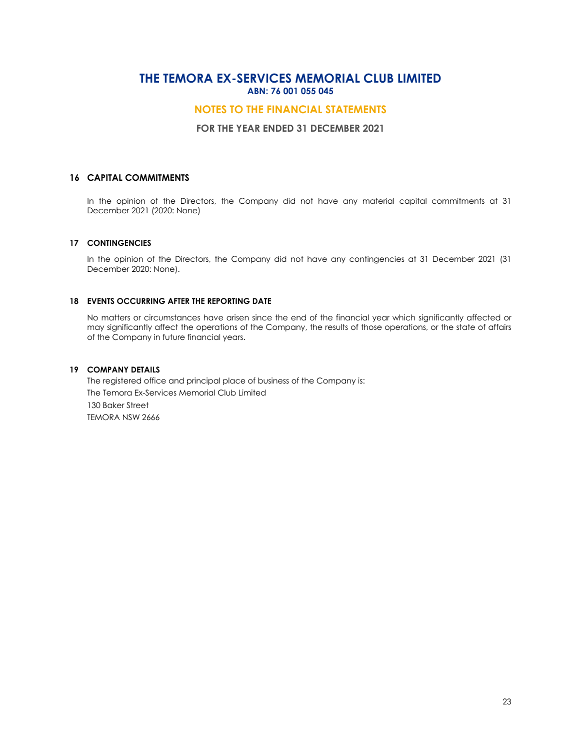# THE TEMORA EX-SERVICES MEMORIAL CLUB LIMITED
**ABN: 76 001 055 045**

## NOTES TO THE FINANCIAL STATEMENTS

**FOR THE YEAR ENDED 31 DECEMBER 2021**

### 16 CAPITAL COMMITMENTS

In the opinion of the Directors, the Company did not have any material capital commitments at 31 December 2021 (2020: None)

### 17 CONTINGENCIES

In the opinion of the Directors, the Company did not have any contingencies at 31 December 2021 (31 December 2020: None).

### 18 EVENTS OCCURRING AFTER THE REPORTING DATE

No matters or circumstances have arisen since the end of the financial year which significantly affected or may significantly affect the operations of the Company, the results of those operations, or the state of affairs of the Company in future financial years.

### 19 COMPANY DETAILS

The registered office and principal place of business of the Company is:

The Temora Ex-Services Memorial Club Limited

130 Baker Street

TEMORA NSW 2666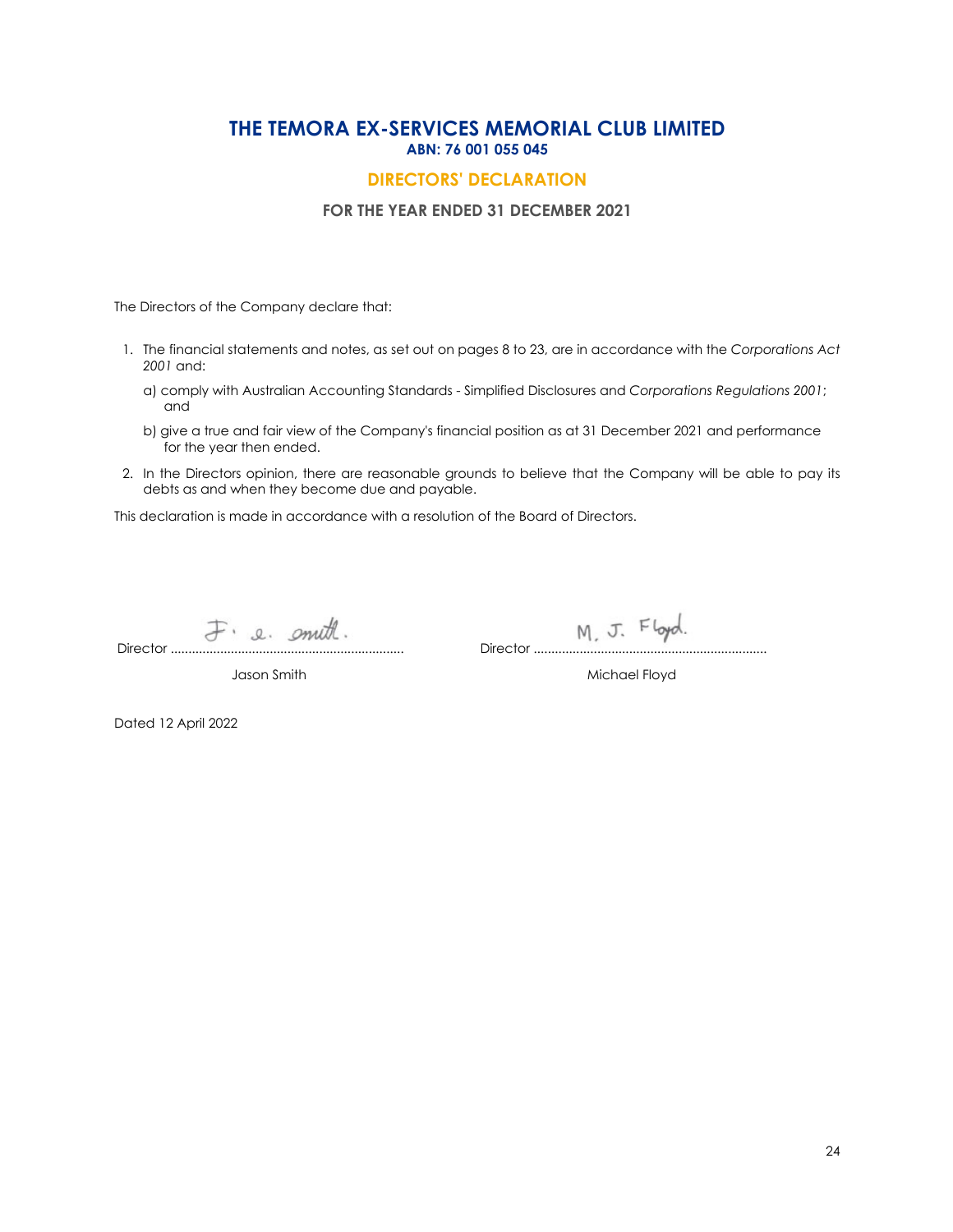# THE TEMORA EX-SERVICES MEMORIAL CLUB LIMITED

**ABN: 76 001 055 045**

## DIRECTORS' DECLARATION

**FOR THE YEAR ENDED 31 DECEMBER 2021**

The Directors of the Company declare that:

1. The financial statements and notes, as set out on pages 8 to 23, are in accordance with the *Corporations Act 2001* and:

   a) comply with Australian Accounting Standards - Simplified Disclosures and *Corporations Regulations 2001*; and

   b) give a true and fair view of the Company's financial position as at 31 December 2021 and performance for the year then ended.

2. In the Directors opinion, there are reasonable grounds to believe that the Company will be able to pay its debts as and when they become due and payable.

This declaration is made in accordance with a resolution of the Board of Directors.

Director ..................................................................
Jason Smith

Director ..................................................................
Michael Floyd

Dated 12 April 2022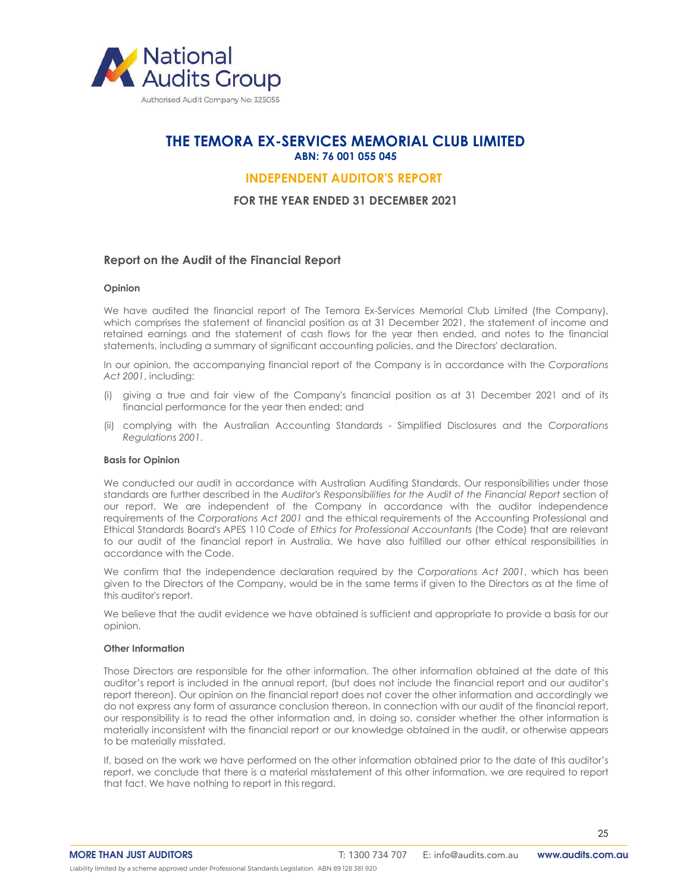National Audits Group

Authorised Audit Company No: 325055

# THE TEMORA EX-SERVICES MEMORIAL CLUB LIMITED

**ABN: 76 001 055 045**

## INDEPENDENT AUDITOR'S REPORT

**FOR THE YEAR ENDED 31 DECEMBER 2021**

### Report on the Audit of the Financial Report

#### Opinion

We have audited the financial report of The Temora Ex-Services Memorial Club Limited (the Company), which comprises the statement of financial position as at 31 December 2021, the statement of income and retained earnings and the statement of cash flows for the year then ended, and notes to the financial statements, including a summary of significant accounting policies, and the Directors' declaration.

In our opinion, the accompanying financial report of the Company is in accordance with the *Corporations Act 2001*, including:

(i) giving a true and fair view of the Company's financial position as at 31 December 2021 and of its financial performance for the year then ended; and

(ii) complying with the Australian Accounting Standards - Simplified Disclosures and the *Corporations Regulations 2001*.

#### Basis for Opinion

We conducted our audit in accordance with Australian Auditing Standards. Our responsibilities under those standards are further described in the *Auditor's Responsibilities for the Audit of the Financial Report* section of our report. We are independent of the Company in accordance with the auditor independence requirements of the *Corporations Act 2001* and the ethical requirements of the Accounting Professional and Ethical Standards Board's APES 110 *Code of Ethics for Professional Accountants* (the Code) that are relevant to our audit of the financial report in Australia. We have also fulfilled our other ethical responsibilities in accordance with the Code.

We confirm that the independence declaration required by the *Corporations Act 2001*, which has been given to the Directors of the Company, would be in the same terms if given to the Directors as at the time of this auditor's report.

We believe that the audit evidence we have obtained is sufficient and appropriate to provide a basis for our opinion.

#### Other Information

Those Directors are responsible for the other information. The other information obtained at the date of this auditor's report is included in the annual report, (but does not include the financial report and our auditor's report thereon). Our opinion on the financial report does not cover the other information and accordingly we do not express any form of assurance conclusion thereon. In connection with our audit of the financial report, our responsibility is to read the other information and, in doing so, consider whether the other information is materially inconsistent with the financial report or our knowledge obtained in the audit, or otherwise appears to be materially misstated.

If, based on the work we have performed on the other information obtained prior to the date of this auditor's report, we conclude that there is a material misstatement of this other information, we are required to report that fact. We have nothing to report in this regard.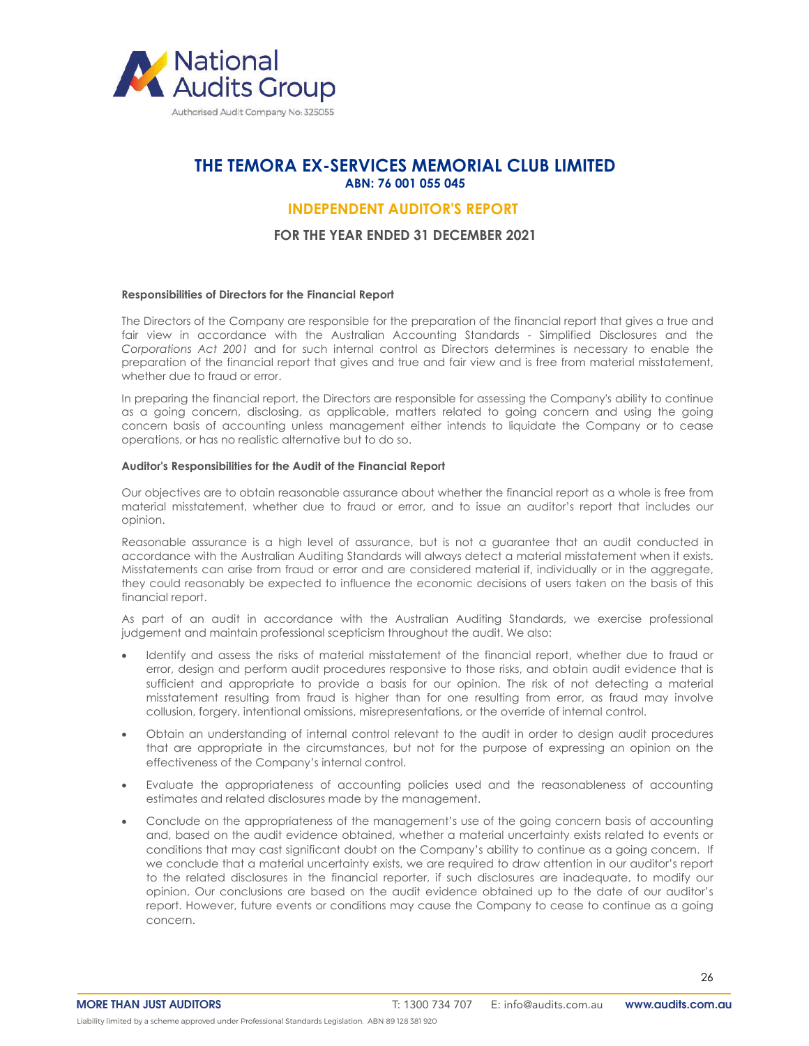# THE TEMORA EX-SERVICES MEMORIAL CLUB LIMITED

**ABN: 76 001 055 045**

## INDEPENDENT AUDITOR'S REPORT

### FOR THE YEAR ENDED 31 DECEMBER 2021

**Responsibilities of Directors for the Financial Report**

The Directors of the Company are responsible for the preparation of the financial report that gives a true and fair view in accordance with the Australian Accounting Standards - Simplified Disclosures and the *Corporations Act 2001* and for such internal control as Directors determines is necessary to enable the preparation of the financial report that gives and true and fair view and is free from material misstatement, whether due to fraud or error.

In preparing the financial report, the Directors are responsible for assessing the Company's ability to continue as a going concern, disclosing, as applicable, matters related to going concern and using the going concern basis of accounting unless management either intends to liquidate the Company or to cease operations, or has no realistic alternative but to do so.

**Auditor's Responsibilities for the Audit of the Financial Report**

Our objectives are to obtain reasonable assurance about whether the financial report as a whole is free from material misstatement, whether due to fraud or error, and to issue an auditor's report that includes our opinion.

Reasonable assurance is a high level of assurance, but is not a guarantee that an audit conducted in accordance with the Australian Auditing Standards will always detect a material misstatement when it exists. Misstatements can arise from fraud or error and are considered material if, individually or in the aggregate, they could reasonably be expected to influence the economic decisions of users taken on the basis of this financial report.

As part of an audit in accordance with the Australian Auditing Standards, we exercise professional judgement and maintain professional scepticism throughout the audit. We also:

- Identify and assess the risks of material misstatement of the financial report, whether due to fraud or error, design and perform audit procedures responsive to those risks, and obtain audit evidence that is sufficient and appropriate to provide a basis for our opinion. The risk of not detecting a material misstatement resulting from fraud is higher than for one resulting from error, as fraud may involve collusion, forgery, intentional omissions, misrepresentations, or the override of internal control.
- Obtain an understanding of internal control relevant to the audit in order to design audit procedures that are appropriate in the circumstances, but not for the purpose of expressing an opinion on the effectiveness of the Company's internal control.
- Evaluate the appropriateness of accounting policies used and the reasonableness of accounting estimates and related disclosures made by the management.
- Conclude on the appropriateness of the management's use of the going concern basis of accounting and, based on the audit evidence obtained, whether a material uncertainty exists related to events or conditions that may cast significant doubt on the Company's ability to continue as a going concern. If we conclude that a material uncertainty exists, we are required to draw attention in our auditor's report to the related disclosures in the financial reporter, if such disclosures are inadequate, to modify our opinion. Our conclusions are based on the audit evidence obtained up to the date of our auditor's report. However, future events or conditions may cause the Company to cease to continue as a going concern.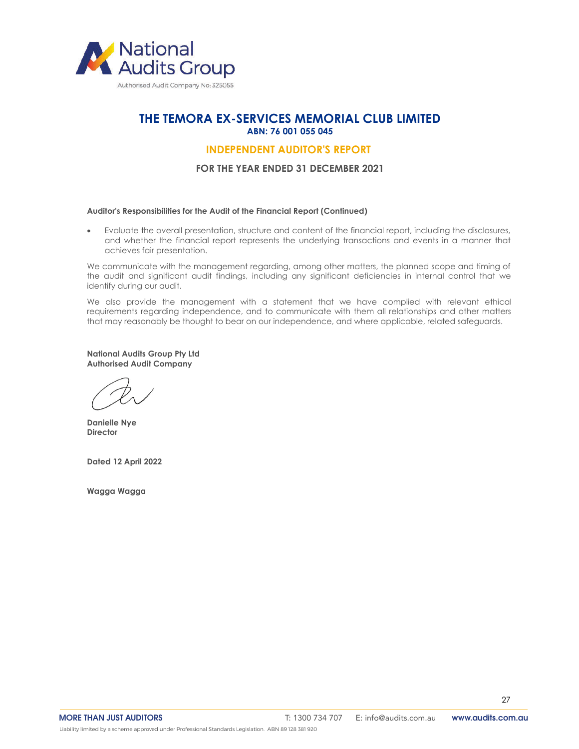# THE TEMORA EX-SERVICES MEMORIAL CLUB LIMITED

**ABN: 76 001 055 045**

## INDEPENDENT AUDITOR'S REPORT

### FOR THE YEAR ENDED 31 DECEMBER 2021

**Auditor's Responsibilities for the Audit of the Financial Report (Continued)**

- Evaluate the overall presentation, structure and content of the financial report, including the disclosures, and whether the financial report represents the underlying transactions and events in a manner that achieves fair presentation.

We communicate with the management regarding, among other matters, the planned scope and timing of the audit and significant audit findings, including any significant deficiencies in internal control that we identify during our audit.

We also provide the management with a statement that we have complied with relevant ethical requirements regarding independence, and to communicate with them all relationships and other matters that may reasonably be thought to bear on our independence, and where applicable, related safeguards.

**National Audits Group Pty Ltd**
**Authorised Audit Company**

**Danielle Nye**
**Director**

**Dated 12 April 2022**

**Wagga Wagga**